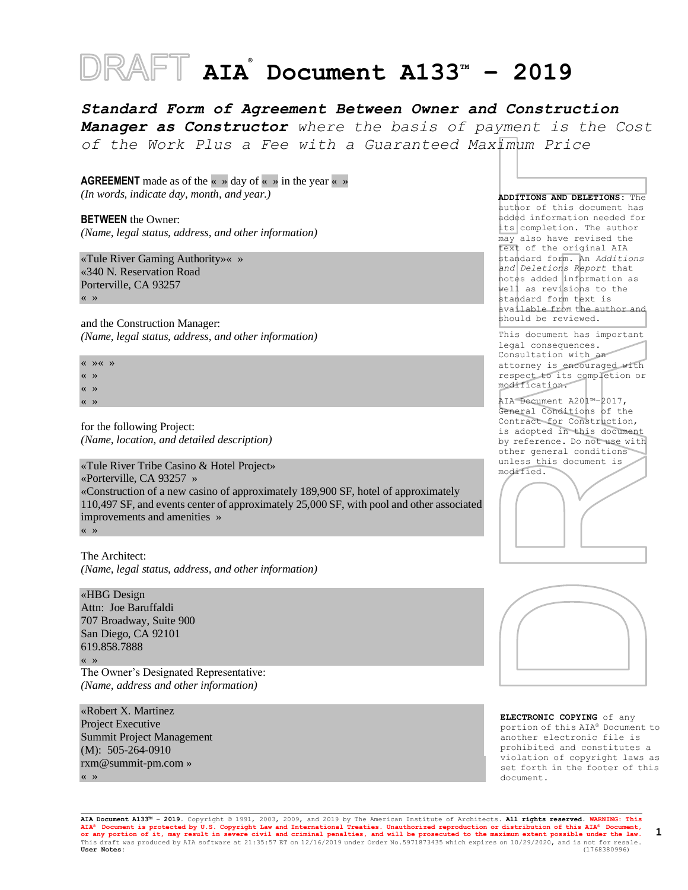# DRAFT AIA® Document A133™ – 2019

## *Standard Form of Agreement Between Owner and Construction Manager as Constructor where the basis of payment is the Cost of the Work Plus a Fee with a Guaranteed Maximum Price*

**AGREEMENT** made as of the « » day of « » in the year « »
*(In words, indicate day, month, and year.)*

**BETWEEN** the Owner:
*(Name, legal status, address, and other information)*

«Tule River Gaming Authority»« »
«340 N. Reservation Road
Porterville, CA 93257
« »

and the Construction Manager:
*(Name, legal status, address, and other information)*

« »« »
« »
« »
« »

for the following Project:
*(Name, location, and detailed description)*

«Tule River Tribe Casino & Hotel Project»
«Porterville, CA 93257 »
«Construction of a new casino of approximately 189,900 SF, hotel of approximately 110,497 SF, and events center of approximately 25,000 SF, with pool and other associated improvements and amenities »
« »

The Architect:
*(Name, legal status, address, and other information)*

«HBG Design
Attn: Joe Baruffaldi
707 Broadway, Suite 900
San Diego, CA 92101
619.858.7888
« »

The Owner's Designated Representative:
*(Name, address and other information)*

«Robert X. Martinez
Project Executive
Summit Project Management
(M): 505-264-0910
rxm@summit-pm.com »
« »

**ADDITIONS AND DELETIONS:** The author of this document has added information needed for its completion. The author may also have revised the text of the original AIA standard form. An *Additions and Deletions Report* that notes added information as well as revisions to the standard form text is available from the author and should be reviewed.

This document has important legal consequences. Consultation with an attorney is encouraged with respect to its completion or modification.

AIA Document A201™–2017, General Conditions of the Contract for Construction, is adopted in this document by reference. Do not use with other general conditions unless this document is modified.

**ELECTRONIC COPYING** of any portion of this AIA® Document to another electronic file is prohibited and constitutes a violation of copyright laws as set forth in the footer of this document.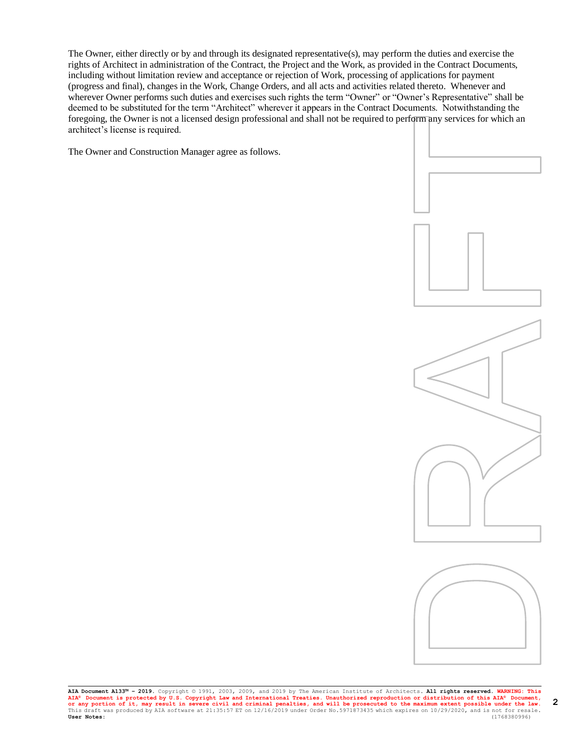The Owner, either directly or by and through its designated representative(s), may perform the duties and exercise the rights of Architect in administration of the Contract, the Project and the Work, as provided in the Contract Documents, including without limitation review and acceptance or rejection of Work, processing of applications for payment (progress and final), changes in the Work, Change Orders, and all acts and activities related thereto. Whenever and wherever Owner performs such duties and exercises such rights the term "Owner" or "Owner's Representative" shall be deemed to be substituted for the term "Architect" wherever it appears in the Contract Documents. Notwithstanding the foregoing, the Owner is not a licensed design professional and shall not be required to perform any services for which an architect's license is required.

The Owner and Construction Manager agree as follows.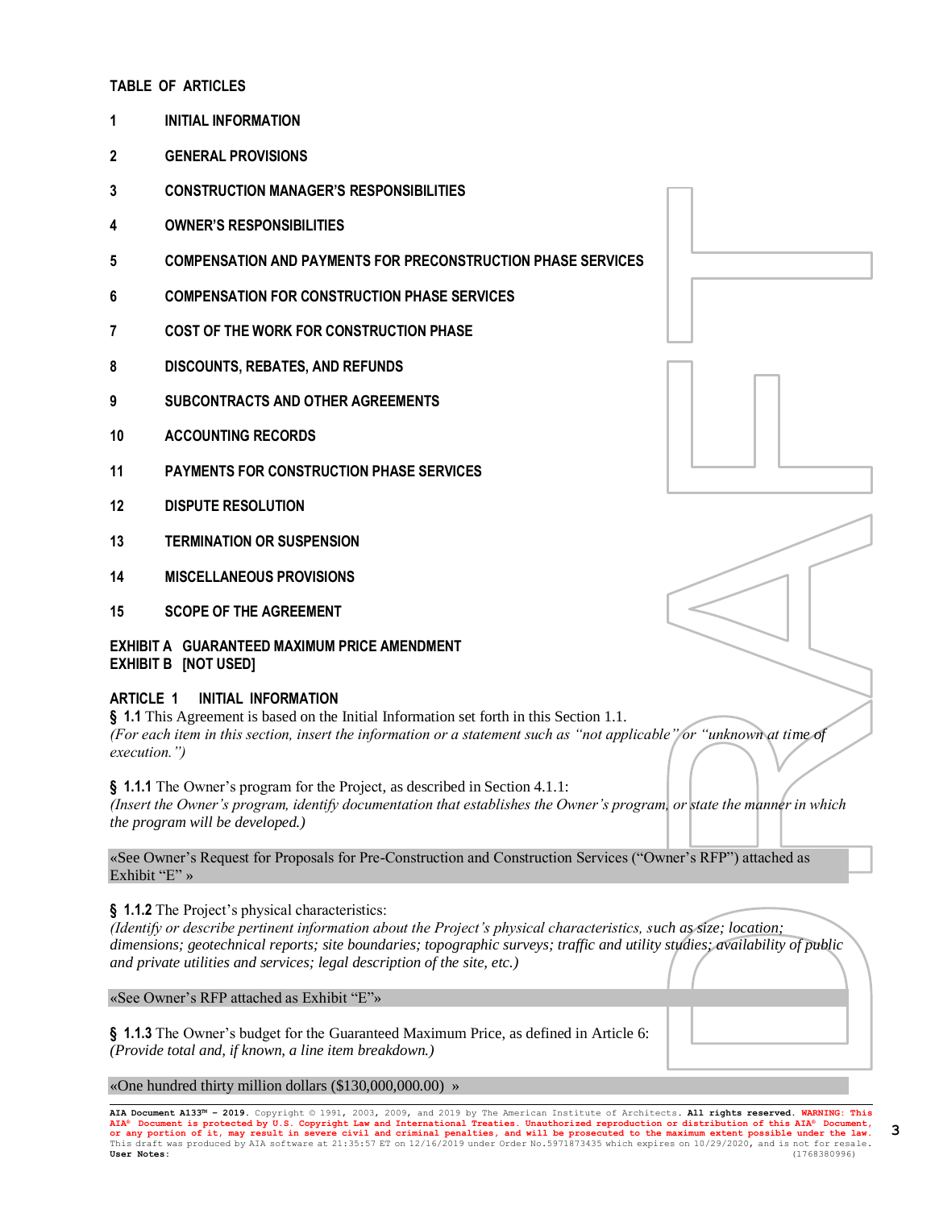## TABLE OF ARTICLES

1 INITIAL INFORMATION

2 GENERAL PROVISIONS

3 CONSTRUCTION MANAGER'S RESPONSIBILITIES

4 OWNER'S RESPONSIBILITIES

5 COMPENSATION AND PAYMENTS FOR PRECONSTRUCTION PHASE SERVICES

6 COMPENSATION FOR CONSTRUCTION PHASE SERVICES

7 COST OF THE WORK FOR CONSTRUCTION PHASE

8 DISCOUNTS, REBATES, AND REFUNDS

9 SUBCONTRACTS AND OTHER AGREEMENTS

10 ACCOUNTING RECORDS

11 PAYMENTS FOR CONSTRUCTION PHASE SERVICES

12 DISPUTE RESOLUTION

13 TERMINATION OR SUSPENSION

14 MISCELLANEOUS PROVISIONS

15 SCOPE OF THE AGREEMENT

EXHIBIT A GUARANTEED MAXIMUM PRICE AMENDMENT
EXHIBIT B [NOT USED]

## ARTICLE 1 INITIAL INFORMATION

**§ 1.1** This Agreement is based on the Initial Information set forth in this Section 1.1.
*(For each item in this section, insert the information or a statement such as "not applicable" or "unknown at time of execution.")*

**§ 1.1.1** The Owner's program for the Project, as described in Section 4.1.1:
*(Insert the Owner's program, identify documentation that establishes the Owner's program, or state the manner in which the program will be developed.)*

«See Owner's Request for Proposals for Pre-Construction and Construction Services ("Owner's RFP") attached as Exhibit "E" »

**§ 1.1.2** The Project's physical characteristics:
*(Identify or describe pertinent information about the Project's physical characteristics, such as size; location; dimensions; geotechnical reports; site boundaries; topographic surveys; traffic and utility studies; availability of public and private utilities and services; legal description of the site, etc.)*

«See Owner's RFP attached as Exhibit "E"»

**§ 1.1.3** The Owner's budget for the Guaranteed Maximum Price, as defined in Article 6:
*(Provide total and, if known, a line item breakdown.)*

«One hundred thirty million dollars ($130,000,000.00) »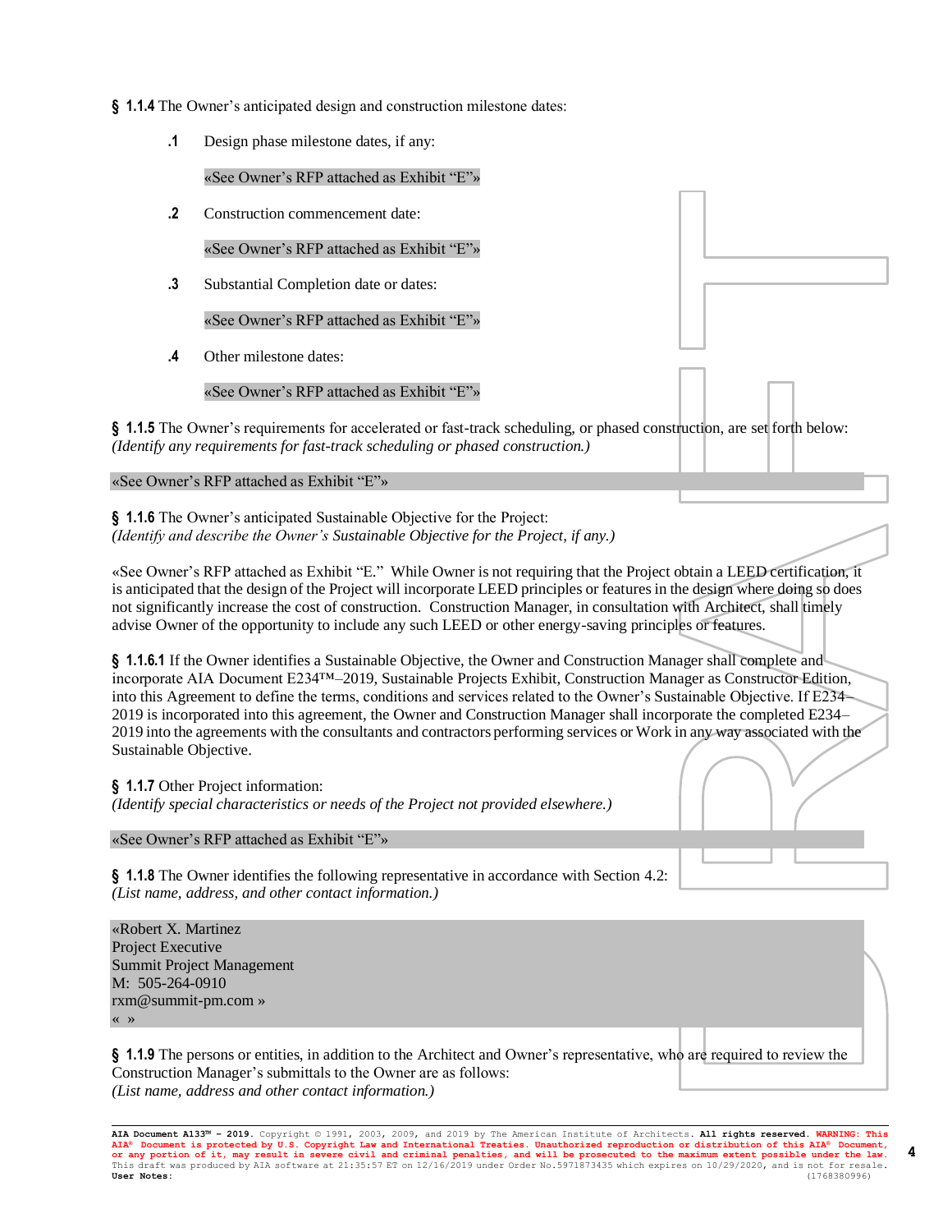**§ 1.1.4** The Owner's anticipated design and construction milestone dates:

**.1** Design phase milestone dates, if any:

«See Owner's RFP attached as Exhibit "E"»

**.2** Construction commencement date:

«See Owner's RFP attached as Exhibit "E"»

**.3** Substantial Completion date or dates:

«See Owner's RFP attached as Exhibit "E"»

**.4** Other milestone dates:

«See Owner's RFP attached as Exhibit "E"»

**§ 1.1.5** The Owner's requirements for accelerated or fast-track scheduling, or phased construction, are set forth below:
*(Identify any requirements for fast-track scheduling or phased construction.)*

«See Owner's RFP attached as Exhibit "E"»

**§ 1.1.6** The Owner's anticipated Sustainable Objective for the Project:
*(Identify and describe the Owner's Sustainable Objective for the Project, if any.)*

«See Owner's RFP attached as Exhibit "E." While Owner is not requiring that the Project obtain a LEED certification, it is anticipated that the design of the Project will incorporate LEED principles or features in the design where doing so does not significantly increase the cost of construction. Construction Manager, in consultation with Architect, shall timely advise Owner of the opportunity to include any such LEED or other energy-saving principles or features.

**§ 1.1.6.1** If the Owner identifies a Sustainable Objective, the Owner and Construction Manager shall complete and incorporate AIA Document E234™–2019, Sustainable Projects Exhibit, Construction Manager as Constructor Edition, into this Agreement to define the terms, conditions and services related to the Owner's Sustainable Objective. If E234–2019 is incorporated into this agreement, the Owner and Construction Manager shall incorporate the completed E234–2019 into the agreements with the consultants and contractors performing services or Work in any way associated with the Sustainable Objective.

**§ 1.1.7** Other Project information:
*(Identify special characteristics or needs of the Project not provided elsewhere.)*

«See Owner's RFP attached as Exhibit "E"»

**§ 1.1.8** The Owner identifies the following representative in accordance with Section 4.2:
*(List name, address, and other contact information.)*

«Robert X. Martinez
Project Executive
Summit Project Management
M: 505-264-0910
rxm@summit-pm.com »
« »

**§ 1.1.9** The persons or entities, in addition to the Architect and Owner's representative, who are required to review the Construction Manager's submittals to the Owner are as follows:
*(List name, address and other contact information.)*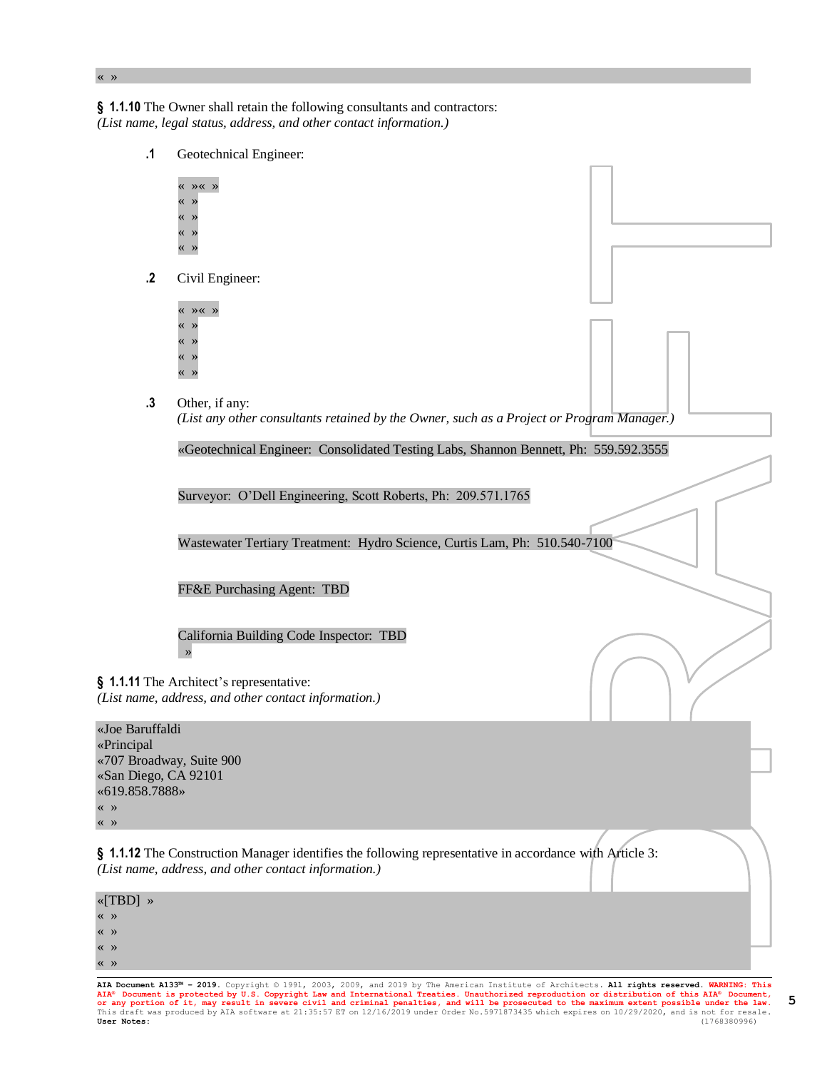« »

**§ 1.1.10** The Owner shall retain the following consultants and contractors:
*(List name, legal status, address, and other contact information.)*

**.1** Geotechnical Engineer:

« »« »
« »
« »
« »
« »

**.2** Civil Engineer:

« »« »
« »
« »
« »
« »

**.3** Other, if any:
*(List any other consultants retained by the Owner, such as a Project or Program Manager.)*

«Geotechnical Engineer: Consolidated Testing Labs, Shannon Bennett, Ph: 559.592.3555

Surveyor: O'Dell Engineering, Scott Roberts, Ph: 209.571.1765

Wastewater Tertiary Treatment: Hydro Science, Curtis Lam, Ph: 510.540-7100

FF&E Purchasing Agent: TBD

California Building Code Inspector: TBD
»

**§ 1.1.11** The Architect's representative:
*(List name, address, and other contact information.)*

«Joe Baruffaldi
«Principal
«707 Broadway, Suite 900
«San Diego, CA 92101
«619.858.7888»
« »
« »

**§ 1.1.12** The Construction Manager identifies the following representative in accordance with Article 3:
*(List name, address, and other contact information.)*

«[TBD] »
« »
« »
« »
« »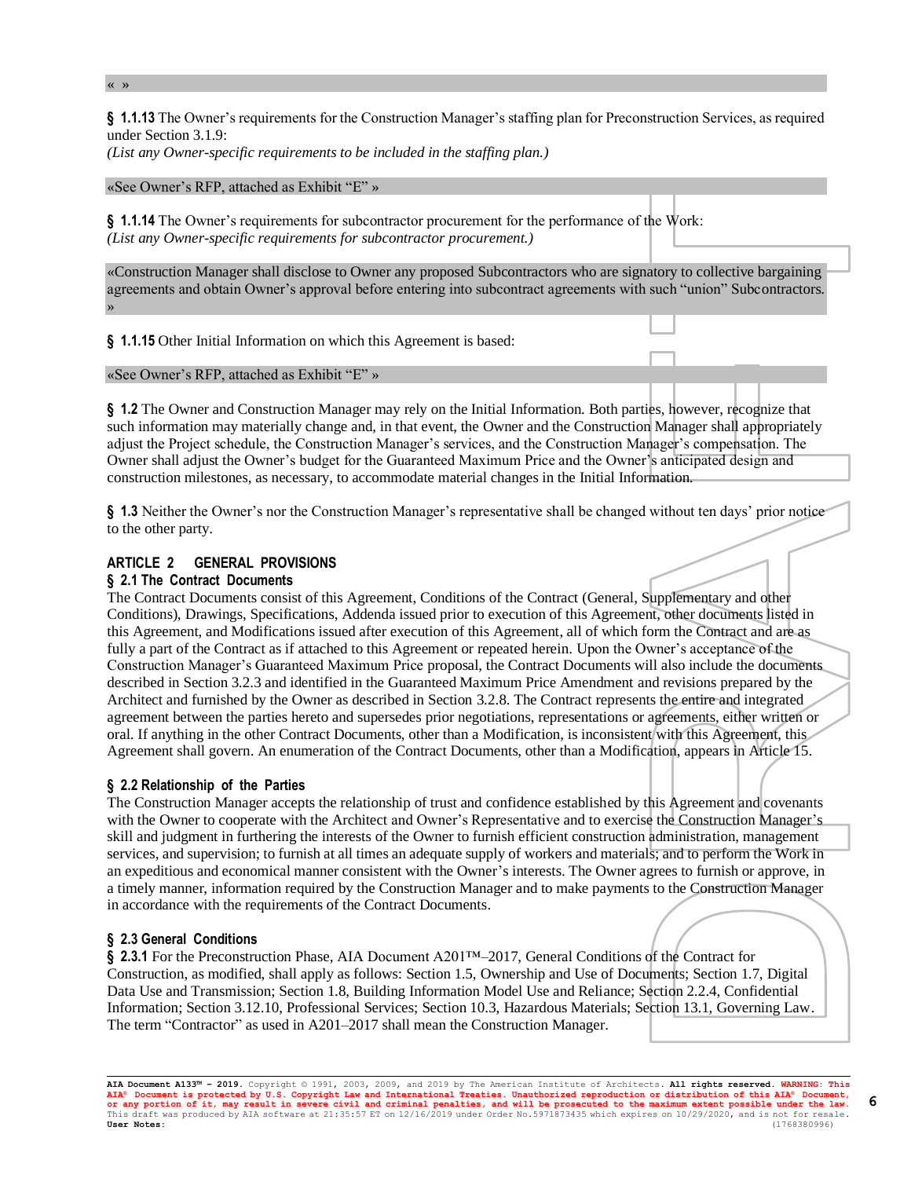« »

**§ 1.1.13** The Owner's requirements for the Construction Manager's staffing plan for Preconstruction Services, as required under Section 3.1.9:
*(List any Owner-specific requirements to be included in the staffing plan.)*

«See Owner's RFP, attached as Exhibit "E" »

**§ 1.1.14** The Owner's requirements for subcontractor procurement for the performance of the Work:
*(List any Owner-specific requirements for subcontractor procurement.)*

«Construction Manager shall disclose to Owner any proposed Subcontractors who are signatory to collective bargaining agreements and obtain Owner's approval before entering into subcontract agreements with such "union" Subcontractors. »

**§ 1.1.15** Other Initial Information on which this Agreement is based:

«See Owner's RFP, attached as Exhibit "E" »

**§ 1.2** The Owner and Construction Manager may rely on the Initial Information. Both parties, however, recognize that such information may materially change and, in that event, the Owner and the Construction Manager shall appropriately adjust the Project schedule, the Construction Manager's services, and the Construction Manager's compensation. The Owner shall adjust the Owner's budget for the Guaranteed Maximum Price and the Owner's anticipated design and construction milestones, as necessary, to accommodate material changes in the Initial Information.

**§ 1.3** Neither the Owner's nor the Construction Manager's representative shall be changed without ten days' prior notice to the other party.

## ARTICLE 2 GENERAL PROVISIONS

### § 2.1 The Contract Documents

The Contract Documents consist of this Agreement, Conditions of the Contract (General, Supplementary and other Conditions), Drawings, Specifications, Addenda issued prior to execution of this Agreement, other documents listed in this Agreement, and Modifications issued after execution of this Agreement, all of which form the Contract and are as fully a part of the Contract as if attached to this Agreement or repeated herein. Upon the Owner's acceptance of the Construction Manager's Guaranteed Maximum Price proposal, the Contract Documents will also include the documents described in Section 3.2.3 and identified in the Guaranteed Maximum Price Amendment and revisions prepared by the Architect and furnished by the Owner as described in Section 3.2.8. The Contract represents the entire and integrated agreement between the parties hereto and supersedes prior negotiations, representations or agreements, either written or oral. If anything in the other Contract Documents, other than a Modification, is inconsistent with this Agreement, this Agreement shall govern. An enumeration of the Contract Documents, other than a Modification, appears in Article 15.

### § 2.2 Relationship of the Parties

The Construction Manager accepts the relationship of trust and confidence established by this Agreement and covenants with the Owner to cooperate with the Architect and Owner's Representative and to exercise the Construction Manager's skill and judgment in furthering the interests of the Owner to furnish efficient construction administration, management services, and supervision; to furnish at all times an adequate supply of workers and materials; and to perform the Work in an expeditious and economical manner consistent with the Owner's interests. The Owner agrees to furnish or approve, in a timely manner, information required by the Construction Manager and to make payments to the Construction Manager in accordance with the requirements of the Contract Documents.

### § 2.3 General Conditions

**§ 2.3.1** For the Preconstruction Phase, AIA Document A201™–2017, General Conditions of the Contract for Construction, as modified, shall apply as follows: Section 1.5, Ownership and Use of Documents; Section 1.7, Digital Data Use and Transmission; Section 1.8, Building Information Model Use and Reliance; Section 2.2.4, Confidential Information; Section 3.12.10, Professional Services; Section 10.3, Hazardous Materials; Section 13.1, Governing Law. The term "Contractor" as used in A201–2017 shall mean the Construction Manager.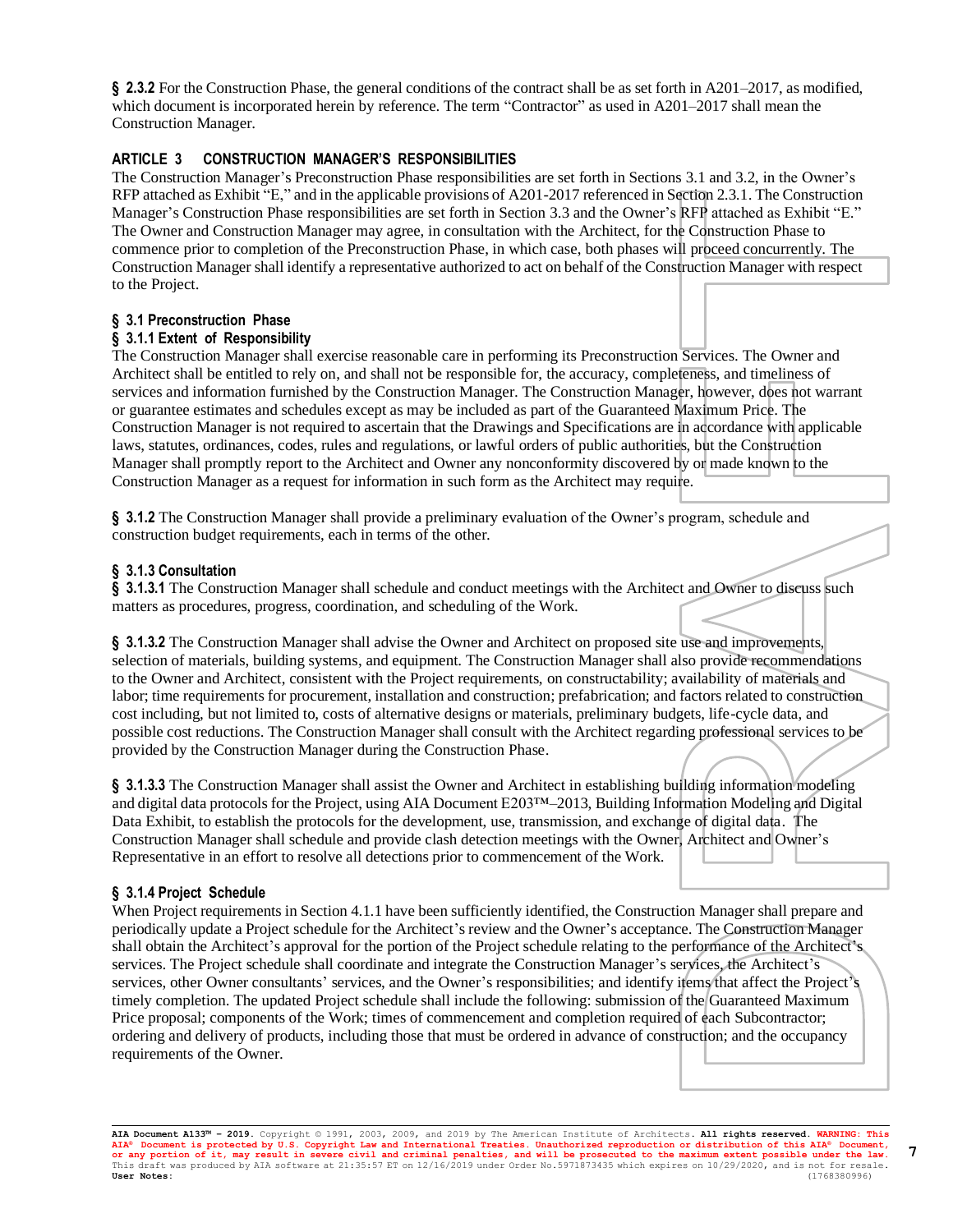**§ 2.3.2** For the Construction Phase, the general conditions of the contract shall be as set forth in A201–2017, as modified, which document is incorporated herein by reference. The term "Contractor" as used in A201–2017 shall mean the Construction Manager.

## ARTICLE 3 CONSTRUCTION MANAGER'S RESPONSIBILITIES

The Construction Manager's Preconstruction Phase responsibilities are set forth in Sections 3.1 and 3.2, in the Owner's RFP attached as Exhibit "E," and in the applicable provisions of A201-2017 referenced in Section 2.3.1. The Construction Manager's Construction Phase responsibilities are set forth in Section 3.3 and the Owner's RFP attached as Exhibit "E." The Owner and Construction Manager may agree, in consultation with the Architect, for the Construction Phase to commence prior to completion of the Preconstruction Phase, in which case, both phases will proceed concurrently. The Construction Manager shall identify a representative authorized to act on behalf of the Construction Manager with respect to the Project.

### § 3.1 Preconstruction Phase

#### § 3.1.1 Extent of Responsibility

The Construction Manager shall exercise reasonable care in performing its Preconstruction Services. The Owner and Architect shall be entitled to rely on, and shall not be responsible for, the accuracy, completeness, and timeliness of services and information furnished by the Construction Manager. The Construction Manager, however, does not warrant or guarantee estimates and schedules except as may be included as part of the Guaranteed Maximum Price. The Construction Manager is not required to ascertain that the Drawings and Specifications are in accordance with applicable laws, statutes, ordinances, codes, rules and regulations, or lawful orders of public authorities, but the Construction Manager shall promptly report to the Architect and Owner any nonconformity discovered by or made known to the Construction Manager as a request for information in such form as the Architect may require.

**§ 3.1.2** The Construction Manager shall provide a preliminary evaluation of the Owner's program, schedule and construction budget requirements, each in terms of the other.

#### § 3.1.3 Consultation

**§ 3.1.3.1** The Construction Manager shall schedule and conduct meetings with the Architect and Owner to discuss such matters as procedures, progress, coordination, and scheduling of the Work.

**§ 3.1.3.2** The Construction Manager shall advise the Owner and Architect on proposed site use and improvements, selection of materials, building systems, and equipment. The Construction Manager shall also provide recommendations to the Owner and Architect, consistent with the Project requirements, on constructability; availability of materials and labor; time requirements for procurement, installation and construction; prefabrication; and factors related to construction cost including, but not limited to, costs of alternative designs or materials, preliminary budgets, life-cycle data, and possible cost reductions. The Construction Manager shall consult with the Architect regarding professional services to be provided by the Construction Manager during the Construction Phase.

**§ 3.1.3.3** The Construction Manager shall assist the Owner and Architect in establishing building information modeling and digital data protocols for the Project, using AIA Document E203™–2013, Building Information Modeling and Digital Data Exhibit, to establish the protocols for the development, use, transmission, and exchange of digital data. The Construction Manager shall schedule and provide clash detection meetings with the Owner, Architect and Owner's Representative in an effort to resolve all detections prior to commencement of the Work.

#### § 3.1.4 Project Schedule

When Project requirements in Section 4.1.1 have been sufficiently identified, the Construction Manager shall prepare and periodically update a Project schedule for the Architect's review and the Owner's acceptance. The Construction Manager shall obtain the Architect's approval for the portion of the Project schedule relating to the performance of the Architect's services. The Project schedule shall coordinate and integrate the Construction Manager's services, the Architect's services, other Owner consultants' services, and the Owner's responsibilities; and identify items that affect the Project's timely completion. The updated Project schedule shall include the following: submission of the Guaranteed Maximum Price proposal; components of the Work; times of commencement and completion required of each Subcontractor; ordering and delivery of products, including those that must be ordered in advance of construction; and the occupancy requirements of the Owner.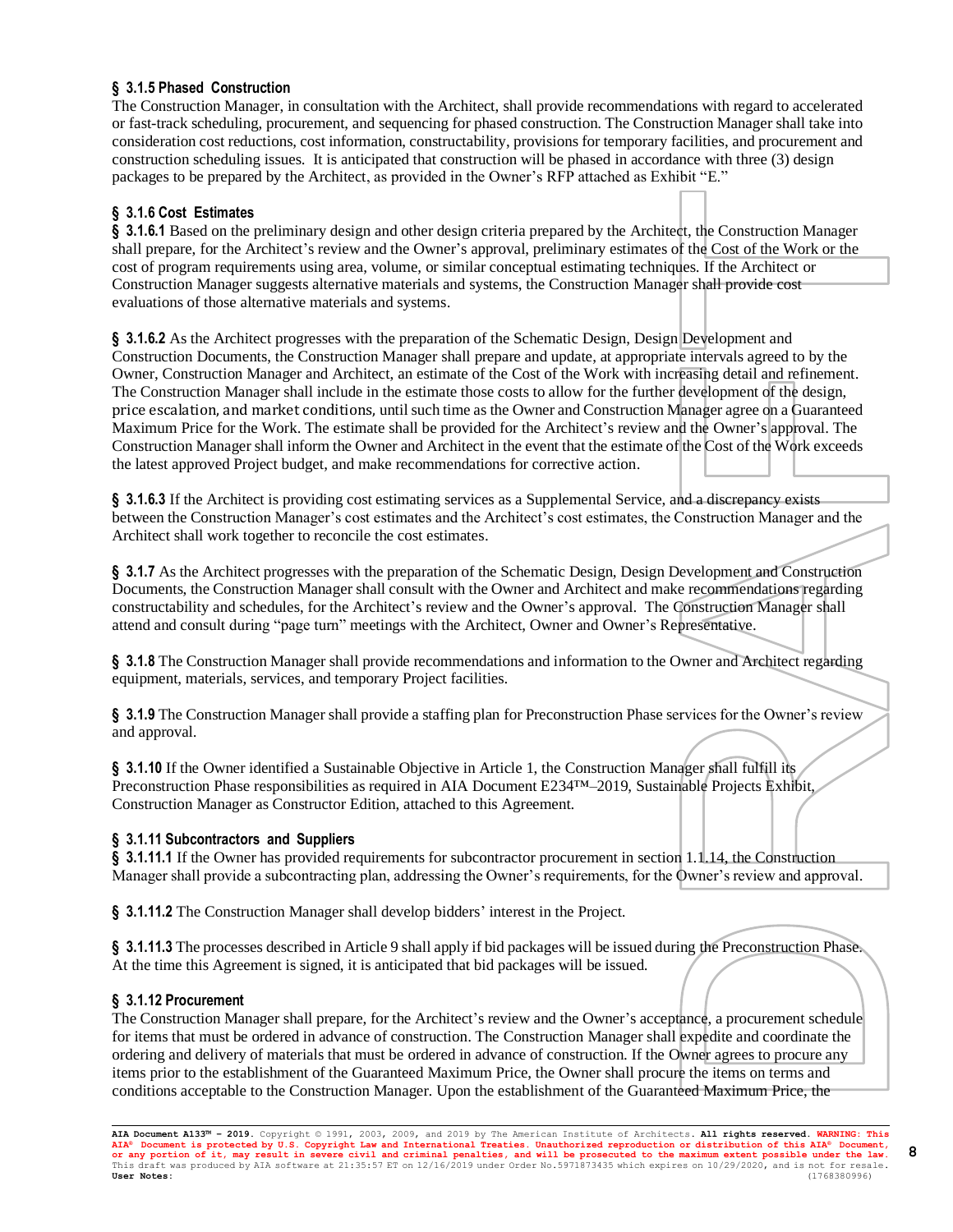**§ 3.1.5 Phased Construction**
The Construction Manager, in consultation with the Architect, shall provide recommendations with regard to accelerated or fast-track scheduling, procurement, and sequencing for phased construction. The Construction Manager shall take into consideration cost reductions, cost information, constructability, provisions for temporary facilities, and procurement and construction scheduling issues. It is anticipated that construction will be phased in accordance with three (3) design packages to be prepared by the Architect, as provided in the Owner's RFP attached as Exhibit "E."

**§ 3.1.6 Cost Estimates**
**§ 3.1.6.1** Based on the preliminary design and other design criteria prepared by the Architect, the Construction Manager shall prepare, for the Architect's review and the Owner's approval, preliminary estimates of the Cost of the Work or the cost of program requirements using area, volume, or similar conceptual estimating techniques. If the Architect or Construction Manager suggests alternative materials and systems, the Construction Manager shall provide cost evaluations of those alternative materials and systems.

**§ 3.1.6.2** As the Architect progresses with the preparation of the Schematic Design, Design Development and Construction Documents, the Construction Manager shall prepare and update, at appropriate intervals agreed to by the Owner, Construction Manager and Architect, an estimate of the Cost of the Work with increasing detail and refinement. The Construction Manager shall include in the estimate those costs to allow for the further development of the design, price escalation, and market conditions, until such time as the Owner and Construction Manager agree on a Guaranteed Maximum Price for the Work. The estimate shall be provided for the Architect's review and the Owner's approval. The Construction Manager shall inform the Owner and Architect in the event that the estimate of the Cost of the Work exceeds the latest approved Project budget, and make recommendations for corrective action.

**§ 3.1.6.3** If the Architect is providing cost estimating services as a Supplemental Service, and a discrepancy exists between the Construction Manager's cost estimates and the Architect's cost estimates, the Construction Manager and the Architect shall work together to reconcile the cost estimates.

**§ 3.1.7** As the Architect progresses with the preparation of the Schematic Design, Design Development and Construction Documents, the Construction Manager shall consult with the Owner and Architect and make recommendations regarding constructability and schedules, for the Architect's review and the Owner's approval. The Construction Manager shall attend and consult during "page turn" meetings with the Architect, Owner and Owner's Representative.

**§ 3.1.8** The Construction Manager shall provide recommendations and information to the Owner and Architect regarding equipment, materials, services, and temporary Project facilities.

**§ 3.1.9** The Construction Manager shall provide a staffing plan for Preconstruction Phase services for the Owner's review and approval.

**§ 3.1.10** If the Owner identified a Sustainable Objective in Article 1, the Construction Manager shall fulfill its Preconstruction Phase responsibilities as required in AIA Document E234™–2019, Sustainable Projects Exhibit, Construction Manager as Constructor Edition, attached to this Agreement.

**§ 3.1.11 Subcontractors and Suppliers**
**§ 3.1.11.1** If the Owner has provided requirements for subcontractor procurement in section 1.1.14, the Construction Manager shall provide a subcontracting plan, addressing the Owner's requirements, for the Owner's review and approval.

**§ 3.1.11.2** The Construction Manager shall develop bidders' interest in the Project.

**§ 3.1.11.3** The processes described in Article 9 shall apply if bid packages will be issued during the Preconstruction Phase. At the time this Agreement is signed, it is anticipated that bid packages will be issued.

**§ 3.1.12 Procurement**
The Construction Manager shall prepare, for the Architect's review and the Owner's acceptance, a procurement schedule for items that must be ordered in advance of construction. The Construction Manager shall expedite and coordinate the ordering and delivery of materials that must be ordered in advance of construction. If the Owner agrees to procure any items prior to the establishment of the Guaranteed Maximum Price, the Owner shall procure the items on terms and conditions acceptable to the Construction Manager. Upon the establishment of the Guaranteed Maximum Price, the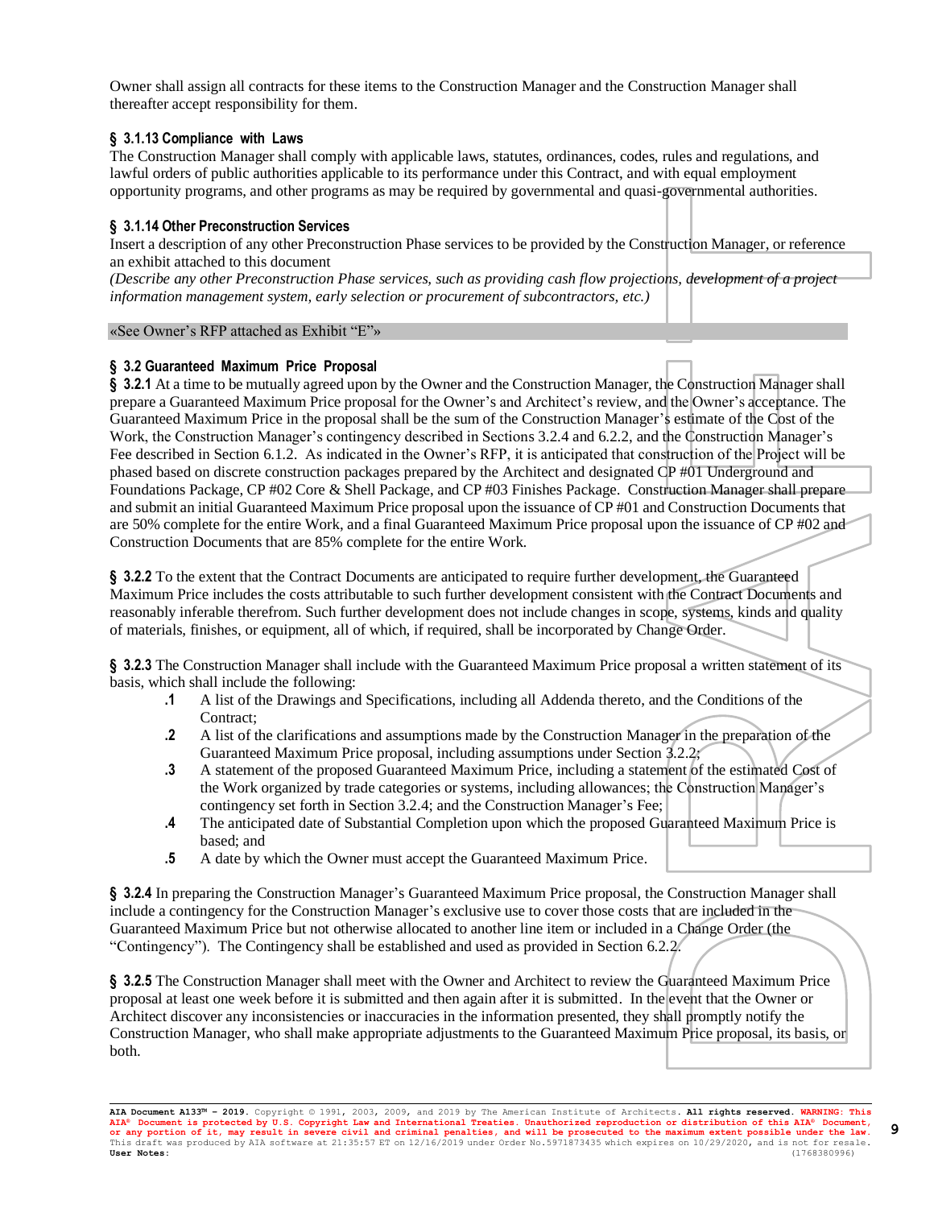Owner shall assign all contracts for these items to the Construction Manager and the Construction Manager shall thereafter accept responsibility for them.

**§ 3.1.13 Compliance with Laws**

The Construction Manager shall comply with applicable laws, statutes, ordinances, codes, rules and regulations, and lawful orders of public authorities applicable to its performance under this Contract, and with equal employment opportunity programs, and other programs as may be required by governmental and quasi-governmental authorities.

**§ 3.1.14 Other Preconstruction Services**

Insert a description of any other Preconstruction Phase services to be provided by the Construction Manager, or reference an exhibit attached to this document

*(Describe any other Preconstruction Phase services, such as providing cash flow projections, development of a project information management system, early selection or procurement of subcontractors, etc.)*

«See Owner's RFP attached as Exhibit "E"»

**§ 3.2 Guaranteed Maximum Price Proposal**

**§ 3.2.1** At a time to be mutually agreed upon by the Owner and the Construction Manager, the Construction Manager shall prepare a Guaranteed Maximum Price proposal for the Owner's and Architect's review, and the Owner's acceptance. The Guaranteed Maximum Price in the proposal shall be the sum of the Construction Manager's estimate of the Cost of the Work, the Construction Manager's contingency described in Sections 3.2.4 and 6.2.2, and the Construction Manager's Fee described in Section 6.1.2. As indicated in the Owner's RFP, it is anticipated that construction of the Project will be phased based on discrete construction packages prepared by the Architect and designated CP #01 Underground and Foundations Package, CP #02 Core & Shell Package, and CP #03 Finishes Package. Construction Manager shall prepare and submit an initial Guaranteed Maximum Price proposal upon the issuance of CP #01 and Construction Documents that are 50% complete for the entire Work, and a final Guaranteed Maximum Price proposal upon the issuance of CP #02 and Construction Documents that are 85% complete for the entire Work.

**§ 3.2.2** To the extent that the Contract Documents are anticipated to require further development, the Guaranteed Maximum Price includes the costs attributable to such further development consistent with the Contract Documents and reasonably inferable therefrom. Such further development does not include changes in scope, systems, kinds and quality of materials, finishes, or equipment, all of which, if required, shall be incorporated by Change Order.

**§ 3.2.3** The Construction Manager shall include with the Guaranteed Maximum Price proposal a written statement of its basis, which shall include the following:

**.1** A list of the Drawings and Specifications, including all Addenda thereto, and the Conditions of the Contract;

**.2** A list of the clarifications and assumptions made by the Construction Manager in the preparation of the Guaranteed Maximum Price proposal, including assumptions under Section 3.2.2;

**.3** A statement of the proposed Guaranteed Maximum Price, including a statement of the estimated Cost of the Work organized by trade categories or systems, including allowances; the Construction Manager's contingency set forth in Section 3.2.4; and the Construction Manager's Fee;

**.4** The anticipated date of Substantial Completion upon which the proposed Guaranteed Maximum Price is based; and

**.5** A date by which the Owner must accept the Guaranteed Maximum Price.

**§ 3.2.4** In preparing the Construction Manager's Guaranteed Maximum Price proposal, the Construction Manager shall include a contingency for the Construction Manager's exclusive use to cover those costs that are included in the Guaranteed Maximum Price but not otherwise allocated to another line item or included in a Change Order (the "Contingency"). The Contingency shall be established and used as provided in Section 6.2.2.

**§ 3.2.5** The Construction Manager shall meet with the Owner and Architect to review the Guaranteed Maximum Price proposal at least one week before it is submitted and then again after it is submitted. In the event that the Owner or Architect discover any inconsistencies or inaccuracies in the information presented, they shall promptly notify the Construction Manager, who shall make appropriate adjustments to the Guaranteed Maximum Price proposal, its basis, or both.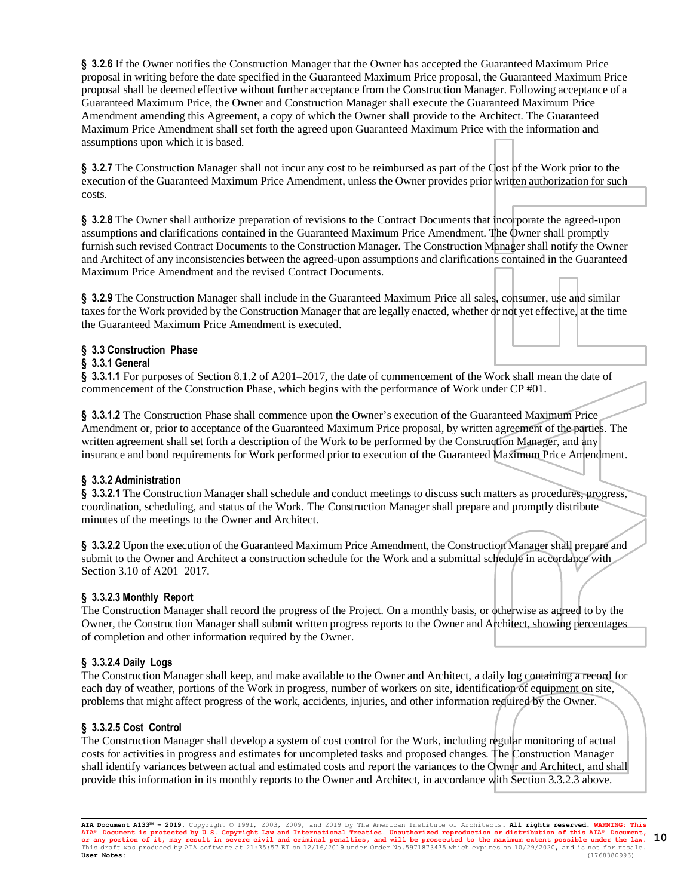**§ 3.2.6** If the Owner notifies the Construction Manager that the Owner has accepted the Guaranteed Maximum Price proposal in writing before the date specified in the Guaranteed Maximum Price proposal, the Guaranteed Maximum Price proposal shall be deemed effective without further acceptance from the Construction Manager. Following acceptance of a Guaranteed Maximum Price, the Owner and Construction Manager shall execute the Guaranteed Maximum Price Amendment amending this Agreement, a copy of which the Owner shall provide to the Architect. The Guaranteed Maximum Price Amendment shall set forth the agreed upon Guaranteed Maximum Price with the information and assumptions upon which it is based.

**§ 3.2.7** The Construction Manager shall not incur any cost to be reimbursed as part of the Cost of the Work prior to the execution of the Guaranteed Maximum Price Amendment, unless the Owner provides prior written authorization for such costs.

**§ 3.2.8** The Owner shall authorize preparation of revisions to the Contract Documents that incorporate the agreed-upon assumptions and clarifications contained in the Guaranteed Maximum Price Amendment. The Owner shall promptly furnish such revised Contract Documents to the Construction Manager. The Construction Manager shall notify the Owner and Architect of any inconsistencies between the agreed-upon assumptions and clarifications contained in the Guaranteed Maximum Price Amendment and the revised Contract Documents.

**§ 3.2.9** The Construction Manager shall include in the Guaranteed Maximum Price all sales, consumer, use and similar taxes for the Work provided by the Construction Manager that are legally enacted, whether or not yet effective, at the time the Guaranteed Maximum Price Amendment is executed.

**§ 3.3 Construction Phase**

**§ 3.3.1 General**

**§ 3.3.1.1** For purposes of Section 8.1.2 of A201–2017, the date of commencement of the Work shall mean the date of commencement of the Construction Phase, which begins with the performance of Work under CP #01.

**§ 3.3.1.2** The Construction Phase shall commence upon the Owner's execution of the Guaranteed Maximum Price Amendment or, prior to acceptance of the Guaranteed Maximum Price proposal, by written agreement of the parties. The written agreement shall set forth a description of the Work to be performed by the Construction Manager, and any insurance and bond requirements for Work performed prior to execution of the Guaranteed Maximum Price Amendment.

**§ 3.3.2 Administration**

**§ 3.3.2.1** The Construction Manager shall schedule and conduct meetings to discuss such matters as procedures, progress, coordination, scheduling, and status of the Work. The Construction Manager shall prepare and promptly distribute minutes of the meetings to the Owner and Architect.

**§ 3.3.2.2** Upon the execution of the Guaranteed Maximum Price Amendment, the Construction Manager shall prepare and submit to the Owner and Architect a construction schedule for the Work and a submittal schedule in accordance with Section 3.10 of A201–2017.

**§ 3.3.2.3 Monthly Report**

The Construction Manager shall record the progress of the Project. On a monthly basis, or otherwise as agreed to by the Owner, the Construction Manager shall submit written progress reports to the Owner and Architect, showing percentages of completion and other information required by the Owner.

**§ 3.3.2.4 Daily Logs**

The Construction Manager shall keep, and make available to the Owner and Architect, a daily log containing a record for each day of weather, portions of the Work in progress, number of workers on site, identification of equipment on site, problems that might affect progress of the work, accidents, injuries, and other information required by the Owner.

**§ 3.3.2.5 Cost Control**

The Construction Manager shall develop a system of cost control for the Work, including regular monitoring of actual costs for activities in progress and estimates for uncompleted tasks and proposed changes. The Construction Manager shall identify variances between actual and estimated costs and report the variances to the Owner and Architect, and shall provide this information in its monthly reports to the Owner and Architect, in accordance with Section 3.3.2.3 above.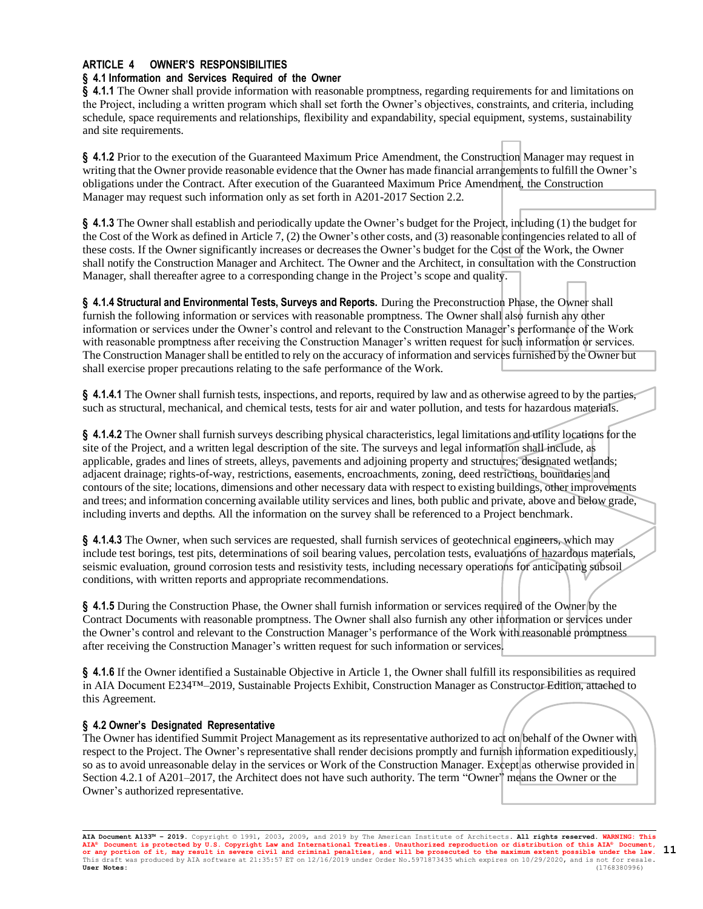## ARTICLE 4 OWNER'S RESPONSIBILITIES

### § 4.1 Information and Services Required of the Owner

**§ 4.1.1** The Owner shall provide information with reasonable promptness, regarding requirements for and limitations on the Project, including a written program which shall set forth the Owner's objectives, constraints, and criteria, including schedule, space requirements and relationships, flexibility and expandability, special equipment, systems, sustainability and site requirements.

**§ 4.1.2** Prior to the execution of the Guaranteed Maximum Price Amendment, the Construction Manager may request in writing that the Owner provide reasonable evidence that the Owner has made financial arrangements to fulfill the Owner's obligations under the Contract. After execution of the Guaranteed Maximum Price Amendment, the Construction Manager may request such information only as set forth in A201-2017 Section 2.2.

**§ 4.1.3** The Owner shall establish and periodically update the Owner's budget for the Project, including (1) the budget for the Cost of the Work as defined in Article 7, (2) the Owner's other costs, and (3) reasonable contingencies related to all of these costs. If the Owner significantly increases or decreases the Owner's budget for the Cost of the Work, the Owner shall notify the Construction Manager and Architect. The Owner and the Architect, in consultation with the Construction Manager, shall thereafter agree to a corresponding change in the Project's scope and quality.

**§ 4.1.4 Structural and Environmental Tests, Surveys and Reports.** During the Preconstruction Phase, the Owner shall furnish the following information or services with reasonable promptness. The Owner shall also furnish any other information or services under the Owner's control and relevant to the Construction Manager's performance of the Work with reasonable promptness after receiving the Construction Manager's written request for such information or services. The Construction Manager shall be entitled to rely on the accuracy of information and services furnished by the Owner but shall exercise proper precautions relating to the safe performance of the Work.

**§ 4.1.4.1** The Owner shall furnish tests, inspections, and reports, required by law and as otherwise agreed to by the parties, such as structural, mechanical, and chemical tests, tests for air and water pollution, and tests for hazardous materials.

**§ 4.1.4.2** The Owner shall furnish surveys describing physical characteristics, legal limitations and utility locations for the site of the Project, and a written legal description of the site. The surveys and legal information shall include, as applicable, grades and lines of streets, alleys, pavements and adjoining property and structures; designated wetlands; adjacent drainage; rights-of-way, restrictions, easements, encroachments, zoning, deed restrictions, boundaries and contours of the site; locations, dimensions and other necessary data with respect to existing buildings, other improvements and trees; and information concerning available utility services and lines, both public and private, above and below grade, including inverts and depths. All the information on the survey shall be referenced to a Project benchmark.

**§ 4.1.4.3** The Owner, when such services are requested, shall furnish services of geotechnical engineers, which may include test borings, test pits, determinations of soil bearing values, percolation tests, evaluations of hazardous materials, seismic evaluation, ground corrosion tests and resistivity tests, including necessary operations for anticipating subsoil conditions, with written reports and appropriate recommendations.

**§ 4.1.5** During the Construction Phase, the Owner shall furnish information or services required of the Owner by the Contract Documents with reasonable promptness. The Owner shall also furnish any other information or services under the Owner's control and relevant to the Construction Manager's performance of the Work with reasonable promptness after receiving the Construction Manager's written request for such information or services.

**§ 4.1.6** If the Owner identified a Sustainable Objective in Article 1, the Owner shall fulfill its responsibilities as required in AIA Document E234™–2019, Sustainable Projects Exhibit, Construction Manager as Constructor Edition, attached to this Agreement.

### § 4.2 Owner's Designated Representative

The Owner has identified Summit Project Management as its representative authorized to act on behalf of the Owner with respect to the Project. The Owner's representative shall render decisions promptly and furnish information expeditiously, so as to avoid unreasonable delay in the services or Work of the Construction Manager. Except as otherwise provided in Section 4.2.1 of A201–2017, the Architect does not have such authority. The term "Owner" means the Owner or the Owner's authorized representative.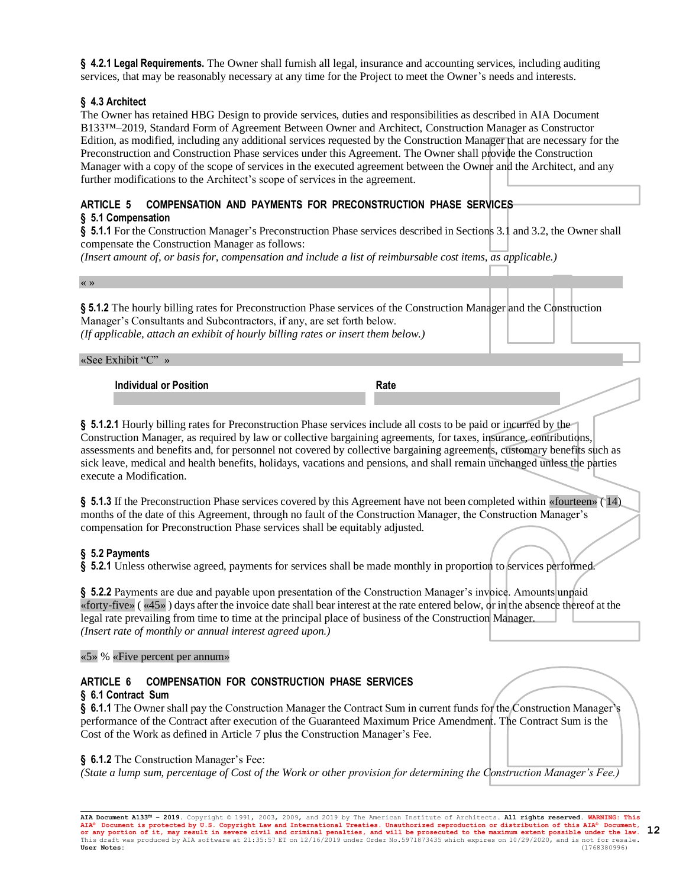**§ 4.2.1 Legal Requirements.** The Owner shall furnish all legal, insurance and accounting services, including auditing services, that may be reasonably necessary at any time for the Project to meet the Owner's needs and interests.

**§ 4.3 Architect**

The Owner has retained HBG Design to provide services, duties and responsibilities as described in AIA Document B133™–2019, Standard Form of Agreement Between Owner and Architect, Construction Manager as Constructor Edition, as modified, including any additional services requested by the Construction Manager that are necessary for the Preconstruction and Construction Phase services under this Agreement. The Owner shall provide the Construction Manager with a copy of the scope of services in the executed agreement between the Owner and the Architect, and any further modifications to the Architect's scope of services in the agreement.

## ARTICLE 5 COMPENSATION AND PAYMENTS FOR PRECONSTRUCTION PHASE SERVICES

**§ 5.1 Compensation**

**§ 5.1.1** For the Construction Manager's Preconstruction Phase services described in Sections 3.1 and 3.2, the Owner shall compensate the Construction Manager as follows:

*(Insert amount of, or basis for, compensation and include a list of reimbursable cost items, as applicable.)*

« »

**§ 5.1.2** The hourly billing rates for Preconstruction Phase services of the Construction Manager and the Construction Manager's Consultants and Subcontractors, if any, are set forth below.

*(If applicable, attach an exhibit of hourly billing rates or insert them below.)*

«See Exhibit "C" »

| Individual or Position | Rate |
|---|---|
| | |

**§ 5.1.2.1** Hourly billing rates for Preconstruction Phase services include all costs to be paid or incurred by the Construction Manager, as required by law or collective bargaining agreements, for taxes, insurance, contributions, assessments and benefits and, for personnel not covered by collective bargaining agreements, customary benefits such as sick leave, medical and health benefits, holidays, vacations and pensions, and shall remain unchanged unless the parties execute a Modification.

**§ 5.1.3** If the Preconstruction Phase services covered by this Agreement have not been completed within «fourteen» ( 14) months of the date of this Agreement, through no fault of the Construction Manager, the Construction Manager's compensation for Preconstruction Phase services shall be equitably adjusted.

**§ 5.2 Payments**

**§ 5.2.1** Unless otherwise agreed, payments for services shall be made monthly in proportion to services performed.

**§ 5.2.2** Payments are due and payable upon presentation of the Construction Manager's invoice. Amounts unpaid «forty-five» ( «45» ) days after the invoice date shall bear interest at the rate entered below, or in the absence thereof at the legal rate prevailing from time to time at the principal place of business of the Construction Manager.

*(Insert rate of monthly or annual interest agreed upon.)*

«5» % «Five percent per annum»

## ARTICLE 6 COMPENSATION FOR CONSTRUCTION PHASE SERVICES

**§ 6.1 Contract Sum**

**§ 6.1.1** The Owner shall pay the Construction Manager the Contract Sum in current funds for the Construction Manager's performance of the Contract after execution of the Guaranteed Maximum Price Amendment. The Contract Sum is the Cost of the Work as defined in Article 7 plus the Construction Manager's Fee.

**§ 6.1.2** The Construction Manager's Fee:

*(State a lump sum, percentage of Cost of the Work or other provision for determining the Construction Manager's Fee.)*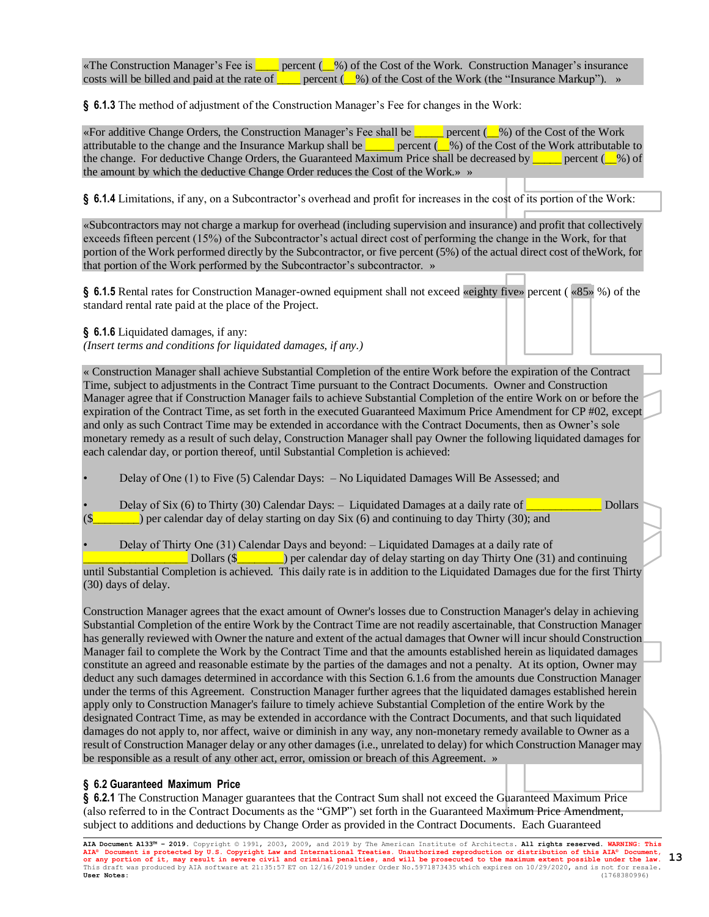«The Construction Manager's Fee is ____ percent (__%) of the Cost of the Work. Construction Manager's insurance costs will be billed and paid at the rate of ____ percent (__%) of the Cost of the Work (the "Insurance Markup"). »

**§ 6.1.3** The method of adjustment of the Construction Manager's Fee for changes in the Work:

«For additive Change Orders, the Construction Manager's Fee shall be _____ percent (__%) of the Cost of the Work attributable to the change and the Insurance Markup shall be _____ percent (__%) of the Cost of the Work attributable to the change. For deductive Change Orders, the Guaranteed Maximum Price shall be decreased by _____ percent (__%) of the amount by which the deductive Change Order reduces the Cost of the Work.» »

**§ 6.1.4** Limitations, if any, on a Subcontractor's overhead and profit for increases in the cost of its portion of the Work:

«Subcontractors may not charge a markup for overhead (including supervision and insurance) and profit that collectively exceeds fifteen percent (15%) of the Subcontractor's actual direct cost of performing the change in the Work, for that portion of the Work performed directly by the Subcontractor, or five percent (5%) of the actual direct cost of theWork, for that portion of the Work performed by the Subcontractor's subcontractor. »

**§ 6.1.5** Rental rates for Construction Manager-owned equipment shall not exceed «eighty five» percent ( «85» %) of the standard rental rate paid at the place of the Project.

**§ 6.1.6** Liquidated damages, if any:
*(Insert terms and conditions for liquidated damages, if any.)*

« Construction Manager shall achieve Substantial Completion of the entire Work before the expiration of the Contract Time, subject to adjustments in the Contract Time pursuant to the Contract Documents. Owner and Construction Manager agree that if Construction Manager fails to achieve Substantial Completion of the entire Work on or before the expiration of the Contract Time, as set forth in the executed Guaranteed Maximum Price Amendment for CP #02, except and only as such Contract Time may be extended in accordance with the Contract Documents, then as Owner's sole monetary remedy as a result of such delay, Construction Manager shall pay Owner the following liquidated damages for each calendar day, or portion thereof, until Substantial Completion is achieved:

- Delay of One (1) to Five (5) Calendar Days: – No Liquidated Damages Will Be Assessed; and
- Delay of Six (6) to Thirty (30) Calendar Days: – Liquidated Damages at a daily rate of ____________ Dollars ($________) per calendar day of delay starting on day Six (6) and continuing to day Thirty (30); and
- Delay of Thirty One (31) Calendar Days and beyond: – Liquidated Damages at a daily rate of _________________ Dollars ($________) per calendar day of delay starting on day Thirty One (31) and continuing until Substantial Completion is achieved. This daily rate is in addition to the Liquidated Damages due for the first Thirty (30) days of delay.

Construction Manager agrees that the exact amount of Owner's losses due to Construction Manager's delay in achieving Substantial Completion of the entire Work by the Contract Time are not readily ascertainable, that Construction Manager has generally reviewed with Owner the nature and extent of the actual damages that Owner will incur should Construction Manager fail to complete the Work by the Contract Time and that the amounts established herein as liquidated damages constitute an agreed and reasonable estimate by the parties of the damages and not a penalty. At its option, Owner may deduct any such damages determined in accordance with this Section 6.1.6 from the amounts due Construction Manager under the terms of this Agreement. Construction Manager further agrees that the liquidated damages established herein apply only to Construction Manager's failure to timely achieve Substantial Completion of the entire Work by the designated Contract Time, as may be extended in accordance with the Contract Documents, and that such liquidated damages do not apply to, nor affect, waive or diminish in any way, any non-monetary remedy available to Owner as a result of Construction Manager delay or any other damages (i.e., unrelated to delay) for which Construction Manager may be responsible as a result of any other act, error, omission or breach of this Agreement. »

### § 6.2 Guaranteed Maximum Price

**§ 6.2.1** The Construction Manager guarantees that the Contract Sum shall not exceed the Guaranteed Maximum Price (also referred to in the Contract Documents as the "GMP") set forth in the Guaranteed Maximum Price Amendment, subject to additions and deductions by Change Order as provided in the Contract Documents. Each Guaranteed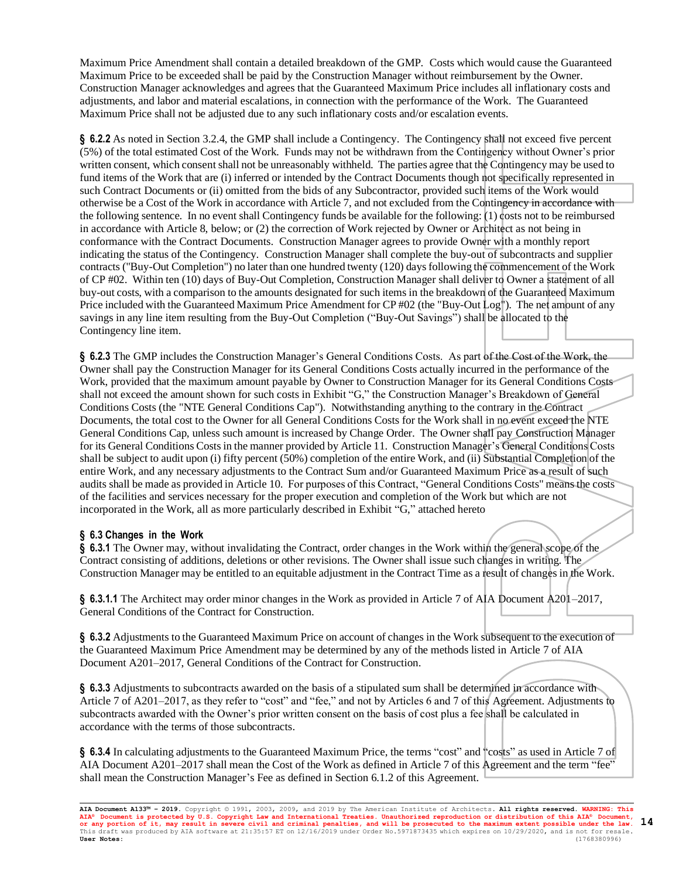Maximum Price Amendment shall contain a detailed breakdown of the GMP. Costs which would cause the Guaranteed Maximum Price to be exceeded shall be paid by the Construction Manager without reimbursement by the Owner. Construction Manager acknowledges and agrees that the Guaranteed Maximum Price includes all inflationary costs and adjustments, and labor and material escalations, in connection with the performance of the Work. The Guaranteed Maximum Price shall not be adjusted due to any such inflationary costs and/or escalation events.

**§ 6.2.2** As noted in Section 3.2.4, the GMP shall include a Contingency. The Contingency shall not exceed five percent (5%) of the total estimated Cost of the Work. Funds may not be withdrawn from the Contingency without Owner's prior written consent, which consent shall not be unreasonably withheld. The parties agree that the Contingency may be used to fund items of the Work that are (i) inferred or intended by the Contract Documents though not specifically represented in such Contract Documents or (ii) omitted from the bids of any Subcontractor, provided such items of the Work would otherwise be a Cost of the Work in accordance with Article 7, and not excluded from the Contingency in accordance with the following sentence. In no event shall Contingency funds be available for the following: (1) costs not to be reimbursed in accordance with Article 8, below; or (2) the correction of Work rejected by Owner or Architect as not being in conformance with the Contract Documents. Construction Manager agrees to provide Owner with a monthly report indicating the status of the Contingency. Construction Manager shall complete the buy-out of subcontracts and supplier contracts ("Buy-Out Completion") no later than one hundred twenty (120) days following the commencement of the Work of CP #02. Within ten (10) days of Buy-Out Completion, Construction Manager shall deliver to Owner a statement of all buy-out costs, with a comparison to the amounts designated for such items in the breakdown of the Guaranteed Maximum Price included with the Guaranteed Maximum Price Amendment for CP #02 (the "Buy-Out Log"). The net amount of any savings in any line item resulting from the Buy-Out Completion ("Buy-Out Savings") shall be allocated to the Contingency line item.

**§ 6.2.3** The GMP includes the Construction Manager's General Conditions Costs. As part of the Cost of the Work, the Owner shall pay the Construction Manager for its General Conditions Costs actually incurred in the performance of the Work, provided that the maximum amount payable by Owner to Construction Manager for its General Conditions Costs shall not exceed the amount shown for such costs in Exhibit "G," the Construction Manager's Breakdown of General Conditions Costs (the "NTE General Conditions Cap"). Notwithstanding anything to the contrary in the Contract Documents, the total cost to the Owner for all General Conditions Costs for the Work shall in no event exceed the NTE General Conditions Cap, unless such amount is increased by Change Order. The Owner shall pay Construction Manager for its General Conditions Costs in the manner provided by Article 11. Construction Manager's General Conditions Costs shall be subject to audit upon (i) fifty percent (50%) completion of the entire Work, and (ii) Substantial Completion of the entire Work, and any necessary adjustments to the Contract Sum and/or Guaranteed Maximum Price as a result of such audits shall be made as provided in Article 10. For purposes of this Contract, "General Conditions Costs" means the costs of the facilities and services necessary for the proper execution and completion of the Work but which are not incorporated in the Work, all as more particularly described in Exhibit "G," attached hereto

**§ 6.3 Changes in the Work**

**§ 6.3.1** The Owner may, without invalidating the Contract, order changes in the Work within the general scope of the Contract consisting of additions, deletions or other revisions. The Owner shall issue such changes in writing. The Construction Manager may be entitled to an equitable adjustment in the Contract Time as a result of changes in the Work.

**§ 6.3.1.1** The Architect may order minor changes in the Work as provided in Article 7 of AIA Document A201–2017, General Conditions of the Contract for Construction.

**§ 6.3.2** Adjustments to the Guaranteed Maximum Price on account of changes in the Work subsequent to the execution of the Guaranteed Maximum Price Amendment may be determined by any of the methods listed in Article 7 of AIA Document A201–2017, General Conditions of the Contract for Construction.

**§ 6.3.3** Adjustments to subcontracts awarded on the basis of a stipulated sum shall be determined in accordance with Article 7 of A201–2017, as they refer to "cost" and "fee," and not by Articles 6 and 7 of this Agreement. Adjustments to subcontracts awarded with the Owner's prior written consent on the basis of cost plus a fee shall be calculated in accordance with the terms of those subcontracts.

**§ 6.3.4** In calculating adjustments to the Guaranteed Maximum Price, the terms "cost" and "costs" as used in Article 7 of AIA Document A201–2017 shall mean the Cost of the Work as defined in Article 7 of this Agreement and the term "fee" shall mean the Construction Manager's Fee as defined in Section 6.1.2 of this Agreement.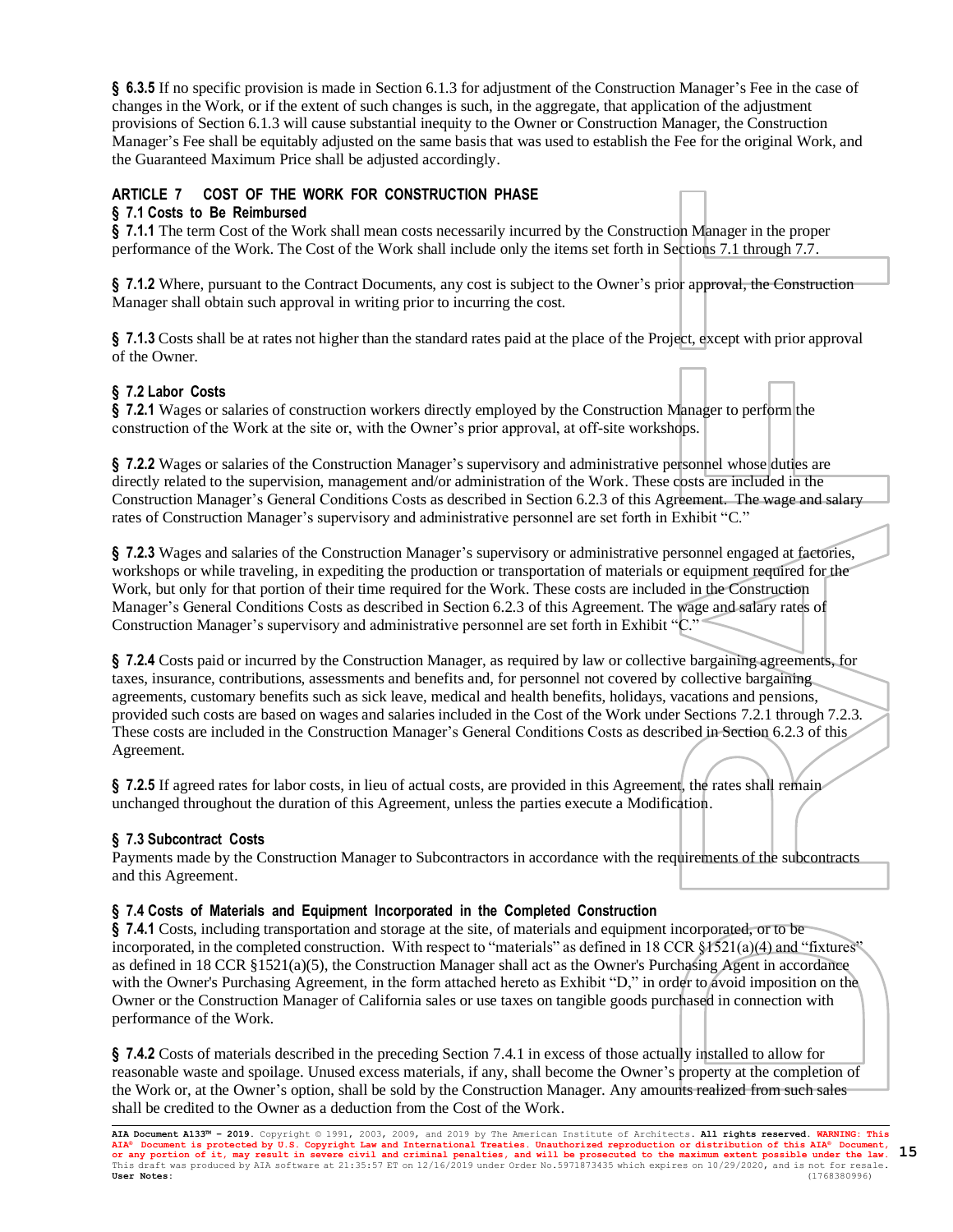**§ 6.3.5** If no specific provision is made in Section 6.1.3 for adjustment of the Construction Manager's Fee in the case of changes in the Work, or if the extent of such changes is such, in the aggregate, that application of the adjustment provisions of Section 6.1.3 will cause substantial inequity to the Owner or Construction Manager, the Construction Manager's Fee shall be equitably adjusted on the same basis that was used to establish the Fee for the original Work, and the Guaranteed Maximum Price shall be adjusted accordingly.

## ARTICLE 7 COST OF THE WORK FOR CONSTRUCTION PHASE

### § 7.1 Costs to Be Reimbursed

**§ 7.1.1** The term Cost of the Work shall mean costs necessarily incurred by the Construction Manager in the proper performance of the Work. The Cost of the Work shall include only the items set forth in Sections 7.1 through 7.7.

**§ 7.1.2** Where, pursuant to the Contract Documents, any cost is subject to the Owner's prior approval, the Construction Manager shall obtain such approval in writing prior to incurring the cost.

**§ 7.1.3** Costs shall be at rates not higher than the standard rates paid at the place of the Project, except with prior approval of the Owner.

### § 7.2 Labor Costs

**§ 7.2.1** Wages or salaries of construction workers directly employed by the Construction Manager to perform the construction of the Work at the site or, with the Owner's prior approval, at off-site workshops.

**§ 7.2.2** Wages or salaries of the Construction Manager's supervisory and administrative personnel whose duties are directly related to the supervision, management and/or administration of the Work. These costs are included in the Construction Manager's General Conditions Costs as described in Section 6.2.3 of this Agreement. The wage and salary rates of Construction Manager's supervisory and administrative personnel are set forth in Exhibit "C."

**§ 7.2.3** Wages and salaries of the Construction Manager's supervisory or administrative personnel engaged at factories, workshops or while traveling, in expediting the production or transportation of materials or equipment required for the Work, but only for that portion of their time required for the Work. These costs are included in the Construction Manager's General Conditions Costs as described in Section 6.2.3 of this Agreement. The wage and salary rates of Construction Manager's supervisory and administrative personnel are set forth in Exhibit "C."

**§ 7.2.4** Costs paid or incurred by the Construction Manager, as required by law or collective bargaining agreements, for taxes, insurance, contributions, assessments and benefits and, for personnel not covered by collective bargaining agreements, customary benefits such as sick leave, medical and health benefits, holidays, vacations and pensions, provided such costs are based on wages and salaries included in the Cost of the Work under Sections 7.2.1 through 7.2.3. These costs are included in the Construction Manager's General Conditions Costs as described in Section 6.2.3 of this Agreement.

**§ 7.2.5** If agreed rates for labor costs, in lieu of actual costs, are provided in this Agreement, the rates shall remain unchanged throughout the duration of this Agreement, unless the parties execute a Modification.

### § 7.3 Subcontract Costs

Payments made by the Construction Manager to Subcontractors in accordance with the requirements of the subcontracts and this Agreement.

### § 7.4 Costs of Materials and Equipment Incorporated in the Completed Construction

**§ 7.4.1** Costs, including transportation and storage at the site, of materials and equipment incorporated, or to be incorporated, in the completed construction. With respect to "materials" as defined in 18 CCR §1521(a)(4) and "fixtures" as defined in 18 CCR §1521(a)(5), the Construction Manager shall act as the Owner's Purchasing Agent in accordance with the Owner's Purchasing Agreement, in the form attached hereto as Exhibit "D," in order to avoid imposition on the Owner or the Construction Manager of California sales or use taxes on tangible goods purchased in connection with performance of the Work.

**§ 7.4.2** Costs of materials described in the preceding Section 7.4.1 in excess of those actually installed to allow for reasonable waste and spoilage. Unused excess materials, if any, shall become the Owner's property at the completion of the Work or, at the Owner's option, shall be sold by the Construction Manager. Any amounts realized from such sales shall be credited to the Owner as a deduction from the Cost of the Work.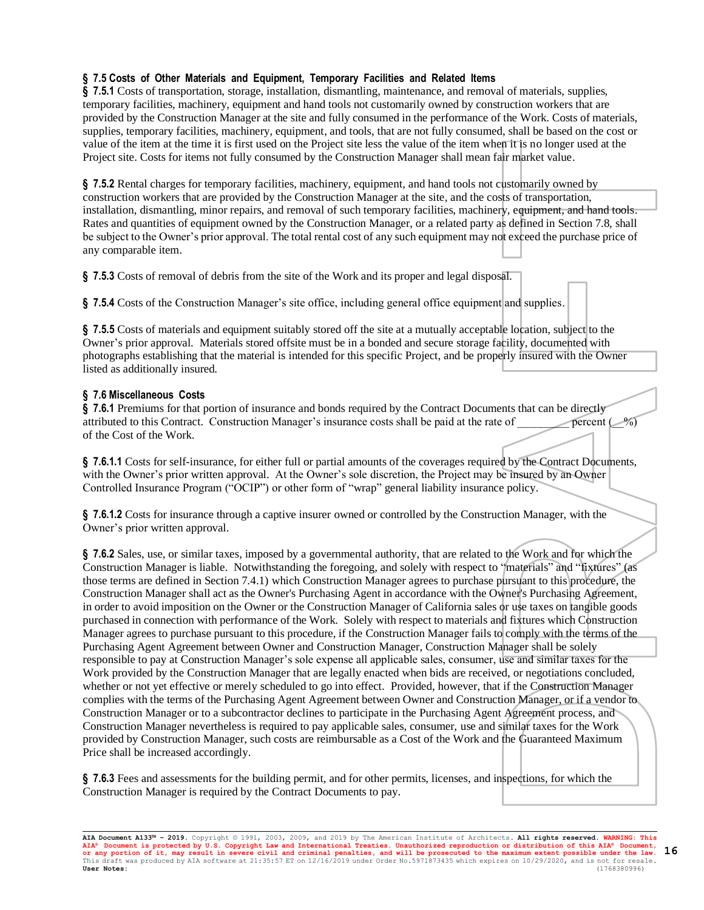### § 7.5 Costs of Other Materials and Equipment, Temporary Facilities and Related Items

**§ 7.5.1** Costs of transportation, storage, installation, dismantling, maintenance, and removal of materials, supplies, temporary facilities, machinery, equipment and hand tools not customarily owned by construction workers that are provided by the Construction Manager at the site and fully consumed in the performance of the Work. Costs of materials, supplies, temporary facilities, machinery, equipment, and tools, that are not fully consumed, shall be based on the cost or value of the item at the time it is first used on the Project site less the value of the item when it is no longer used at the Project site. Costs for items not fully consumed by the Construction Manager shall mean fair market value.

**§ 7.5.2** Rental charges for temporary facilities, machinery, equipment, and hand tools not customarily owned by construction workers that are provided by the Construction Manager at the site, and the costs of transportation, installation, dismantling, minor repairs, and removal of such temporary facilities, machinery, equipment, and hand tools. Rates and quantities of equipment owned by the Construction Manager, or a related party as defined in Section 7.8, shall be subject to the Owner's prior approval. The total rental cost of any such equipment may not exceed the purchase price of any comparable item.

**§ 7.5.3** Costs of removal of debris from the site of the Work and its proper and legal disposal.

**§ 7.5.4** Costs of the Construction Manager's site office, including general office equipment and supplies.

**§ 7.5.5** Costs of materials and equipment suitably stored off the site at a mutually acceptable location, subject to the Owner's prior approval. Materials stored offsite must be in a bonded and secure storage facility, documented with photographs establishing that the material is intended for this specific Project, and be properly insured with the Owner listed as additionally insured.

### § 7.6 Miscellaneous Costs

**§ 7.6.1** Premiums for that portion of insurance and bonds required by the Contract Documents that can be directly attributed to this Contract. Construction Manager's insurance costs shall be paid at the rate of _________ percent (__%) of the Cost of the Work.

**§ 7.6.1.1** Costs for self-insurance, for either full or partial amounts of the coverages required by the Contract Documents, with the Owner's prior written approval. At the Owner's sole discretion, the Project may be insured by an Owner Controlled Insurance Program ("OCIP") or other form of "wrap" general liability insurance policy.

**§ 7.6.1.2** Costs for insurance through a captive insurer owned or controlled by the Construction Manager, with the Owner's prior written approval.

**§ 7.6.2** Sales, use, or similar taxes, imposed by a governmental authority, that are related to the Work and for which the Construction Manager is liable. Notwithstanding the foregoing, and solely with respect to "materials" and "fixtures" (as those terms are defined in Section 7.4.1) which Construction Manager agrees to purchase pursuant to this procedure, the Construction Manager shall act as the Owner's Purchasing Agent in accordance with the Owner's Purchasing Agreement, in order to avoid imposition on the Owner or the Construction Manager of California sales or use taxes on tangible goods purchased in connection with performance of the Work. Solely with respect to materials and fixtures which Construction Manager agrees to purchase pursuant to this procedure, if the Construction Manager fails to comply with the terms of the Purchasing Agent Agreement between Owner and Construction Manager, Construction Manager shall be solely responsible to pay at Construction Manager's sole expense all applicable sales, consumer, use and similar taxes for the Work provided by the Construction Manager that are legally enacted when bids are received, or negotiations concluded, whether or not yet effective or merely scheduled to go into effect. Provided, however, that if the Construction Manager complies with the terms of the Purchasing Agent Agreement between Owner and Construction Manager, or if a vendor to Construction Manager or to a subcontractor declines to participate in the Purchasing Agent Agreement process, and Construction Manager nevertheless is required to pay applicable sales, consumer, use and similar taxes for the Work provided by Construction Manager, such costs are reimbursable as a Cost of the Work and the Guaranteed Maximum Price shall be increased accordingly.

**§ 7.6.3** Fees and assessments for the building permit, and for other permits, licenses, and inspections, for which the Construction Manager is required by the Contract Documents to pay.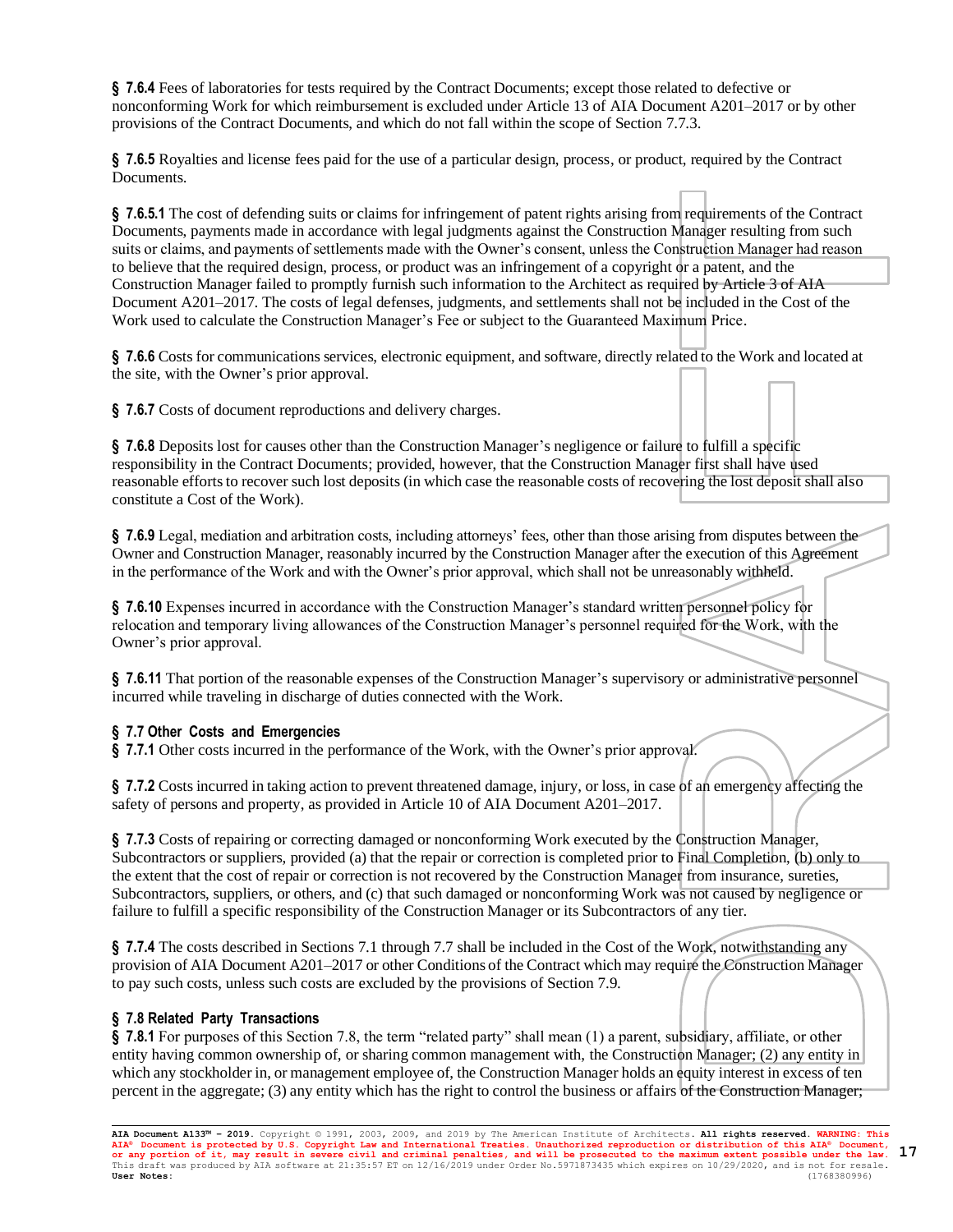**§ 7.6.4** Fees of laboratories for tests required by the Contract Documents; except those related to defective or nonconforming Work for which reimbursement is excluded under Article 13 of AIA Document A201–2017 or by other provisions of the Contract Documents, and which do not fall within the scope of Section 7.7.3.

**§ 7.6.5** Royalties and license fees paid for the use of a particular design, process, or product, required by the Contract Documents.

**§ 7.6.5.1** The cost of defending suits or claims for infringement of patent rights arising from requirements of the Contract Documents, payments made in accordance with legal judgments against the Construction Manager resulting from such suits or claims, and payments of settlements made with the Owner's consent, unless the Construction Manager had reason to believe that the required design, process, or product was an infringement of a copyright or a patent, and the Construction Manager failed to promptly furnish such information to the Architect as required by Article 3 of AIA Document A201–2017. The costs of legal defenses, judgments, and settlements shall not be included in the Cost of the Work used to calculate the Construction Manager's Fee or subject to the Guaranteed Maximum Price.

**§ 7.6.6** Costs for communications services, electronic equipment, and software, directly related to the Work and located at the site, with the Owner's prior approval.

**§ 7.6.7** Costs of document reproductions and delivery charges.

**§ 7.6.8** Deposits lost for causes other than the Construction Manager's negligence or failure to fulfill a specific responsibility in the Contract Documents; provided, however, that the Construction Manager first shall have used reasonable efforts to recover such lost deposits (in which case the reasonable costs of recovering the lost deposit shall also constitute a Cost of the Work).

**§ 7.6.9** Legal, mediation and arbitration costs, including attorneys' fees, other than those arising from disputes between the Owner and Construction Manager, reasonably incurred by the Construction Manager after the execution of this Agreement in the performance of the Work and with the Owner's prior approval, which shall not be unreasonably withheld.

**§ 7.6.10** Expenses incurred in accordance with the Construction Manager's standard written personnel policy for relocation and temporary living allowances of the Construction Manager's personnel required for the Work, with the Owner's prior approval.

**§ 7.6.11** That portion of the reasonable expenses of the Construction Manager's supervisory or administrative personnel incurred while traveling in discharge of duties connected with the Work.

### § 7.7 Other Costs and Emergencies

**§ 7.7.1** Other costs incurred in the performance of the Work, with the Owner's prior approval.

**§ 7.7.2** Costs incurred in taking action to prevent threatened damage, injury, or loss, in case of an emergency affecting the safety of persons and property, as provided in Article 10 of AIA Document A201–2017.

**§ 7.7.3** Costs of repairing or correcting damaged or nonconforming Work executed by the Construction Manager, Subcontractors or suppliers, provided (a) that the repair or correction is completed prior to Final Completion, (b) only to the extent that the cost of repair or correction is not recovered by the Construction Manager from insurance, sureties, Subcontractors, suppliers, or others, and (c) that such damaged or nonconforming Work was not caused by negligence or failure to fulfill a specific responsibility of the Construction Manager or its Subcontractors of any tier.

**§ 7.7.4** The costs described in Sections 7.1 through 7.7 shall be included in the Cost of the Work, notwithstanding any provision of AIA Document A201–2017 or other Conditions of the Contract which may require the Construction Manager to pay such costs, unless such costs are excluded by the provisions of Section 7.9.

### § 7.8 Related Party Transactions

**§ 7.8.1** For purposes of this Section 7.8, the term "related party" shall mean (1) a parent, subsidiary, affiliate, or other entity having common ownership of, or sharing common management with, the Construction Manager; (2) any entity in which any stockholder in, or management employee of, the Construction Manager holds an equity interest in excess of ten percent in the aggregate; (3) any entity which has the right to control the business or affairs of the Construction Manager;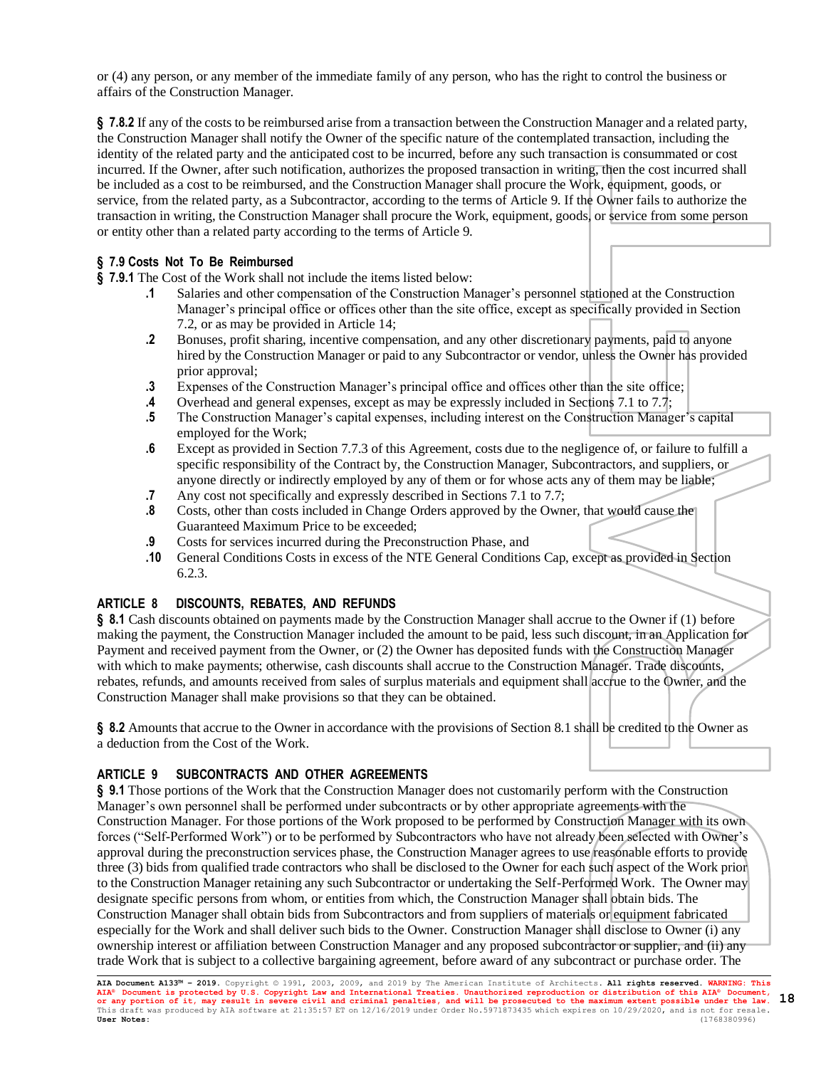or (4) any person, or any member of the immediate family of any person, who has the right to control the business or affairs of the Construction Manager.

**§ 7.8.2** If any of the costs to be reimbursed arise from a transaction between the Construction Manager and a related party, the Construction Manager shall notify the Owner of the specific nature of the contemplated transaction, including the identity of the related party and the anticipated cost to be incurred, before any such transaction is consummated or cost incurred. If the Owner, after such notification, authorizes the proposed transaction in writing, then the cost incurred shall be included as a cost to be reimbursed, and the Construction Manager shall procure the Work, equipment, goods, or service, from the related party, as a Subcontractor, according to the terms of Article 9. If the Owner fails to authorize the transaction in writing, the Construction Manager shall procure the Work, equipment, goods, or service from some person or entity other than a related party according to the terms of Article 9.

### § 7.9 Costs Not To Be Reimbursed

**§ 7.9.1** The Cost of the Work shall not include the items listed below:

**.1** Salaries and other compensation of the Construction Manager's personnel stationed at the Construction Manager's principal office or offices other than the site office, except as specifically provided in Section 7.2, or as may be provided in Article 14;

**.2** Bonuses, profit sharing, incentive compensation, and any other discretionary payments, paid to anyone hired by the Construction Manager or paid to any Subcontractor or vendor, unless the Owner has provided prior approval;

**.3** Expenses of the Construction Manager's principal office and offices other than the site office;

**.4** Overhead and general expenses, except as may be expressly included in Sections 7.1 to 7.7;

**.5** The Construction Manager's capital expenses, including interest on the Construction Manager's capital employed for the Work;

**.6** Except as provided in Section 7.7.3 of this Agreement, costs due to the negligence of, or failure to fulfill a specific responsibility of the Contract by, the Construction Manager, Subcontractors, and suppliers, or anyone directly or indirectly employed by any of them or for whose acts any of them may be liable;

**.7** Any cost not specifically and expressly described in Sections 7.1 to 7.7;

**.8** Costs, other than costs included in Change Orders approved by the Owner, that would cause the Guaranteed Maximum Price to be exceeded;

**.9** Costs for services incurred during the Preconstruction Phase, and

**.10** General Conditions Costs in excess of the NTE General Conditions Cap, except as provided in Section 6.2.3.

## ARTICLE 8 DISCOUNTS, REBATES, AND REFUNDS

**§ 8.1** Cash discounts obtained on payments made by the Construction Manager shall accrue to the Owner if (1) before making the payment, the Construction Manager included the amount to be paid, less such discount, in an Application for Payment and received payment from the Owner, or (2) the Owner has deposited funds with the Construction Manager with which to make payments; otherwise, cash discounts shall accrue to the Construction Manager. Trade discounts, rebates, refunds, and amounts received from sales of surplus materials and equipment shall accrue to the Owner, and the Construction Manager shall make provisions so that they can be obtained.

**§ 8.2** Amounts that accrue to the Owner in accordance with the provisions of Section 8.1 shall be credited to the Owner as a deduction from the Cost of the Work.

## ARTICLE 9 SUBCONTRACTS AND OTHER AGREEMENTS

**§ 9.1** Those portions of the Work that the Construction Manager does not customarily perform with the Construction Manager's own personnel shall be performed under subcontracts or by other appropriate agreements with the Construction Manager. For those portions of the Work proposed to be performed by Construction Manager with its own forces ("Self-Performed Work") or to be performed by Subcontractors who have not already been selected with Owner's approval during the preconstruction services phase, the Construction Manager agrees to use reasonable efforts to provide three (3) bids from qualified trade contractors who shall be disclosed to the Owner for each such aspect of the Work prior to the Construction Manager retaining any such Subcontractor or undertaking the Self-Performed Work. The Owner may designate specific persons from whom, or entities from which, the Construction Manager shall obtain bids. The Construction Manager shall obtain bids from Subcontractors and from suppliers of materials or equipment fabricated especially for the Work and shall deliver such bids to the Owner. Construction Manager shall disclose to Owner (i) any ownership interest or affiliation between Construction Manager and any proposed subcontractor or supplier, and (ii) any trade Work that is subject to a collective bargaining agreement, before award of any subcontract or purchase order. The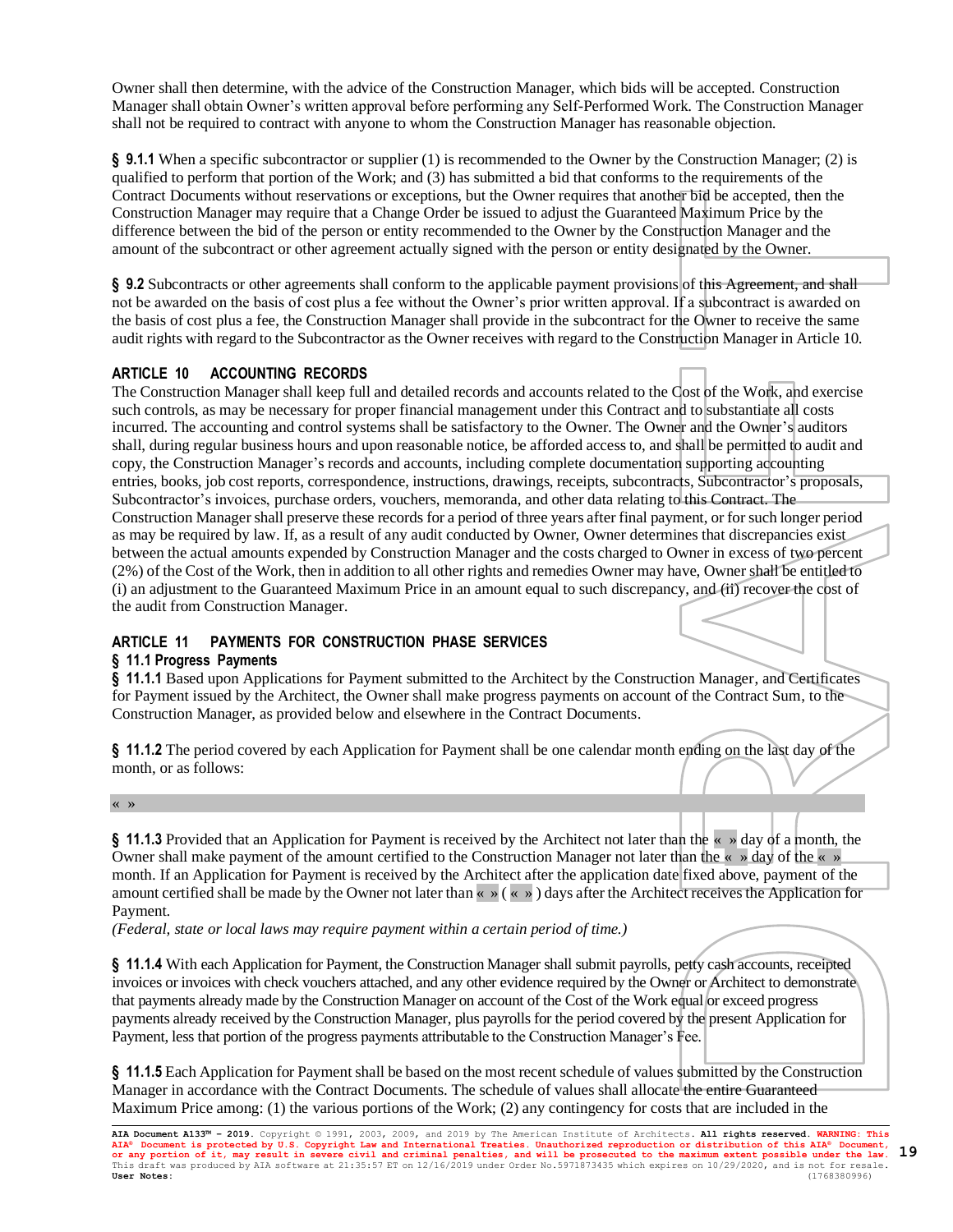Owner shall then determine, with the advice of the Construction Manager, which bids will be accepted. Construction Manager shall obtain Owner's written approval before performing any Self-Performed Work. The Construction Manager shall not be required to contract with anyone to whom the Construction Manager has reasonable objection.

**§ 9.1.1** When a specific subcontractor or supplier (1) is recommended to the Owner by the Construction Manager; (2) is qualified to perform that portion of the Work; and (3) has submitted a bid that conforms to the requirements of the Contract Documents without reservations or exceptions, but the Owner requires that another bid be accepted, then the Construction Manager may require that a Change Order be issued to adjust the Guaranteed Maximum Price by the difference between the bid of the person or entity recommended to the Owner by the Construction Manager and the amount of the subcontract or other agreement actually signed with the person or entity designated by the Owner.

**§ 9.2** Subcontracts or other agreements shall conform to the applicable payment provisions of this Agreement, and shall not be awarded on the basis of cost plus a fee without the Owner's prior written approval. If a subcontract is awarded on the basis of cost plus a fee, the Construction Manager shall provide in the subcontract for the Owner to receive the same audit rights with regard to the Subcontractor as the Owner receives with regard to the Construction Manager in Article 10.

## ARTICLE 10 ACCOUNTING RECORDS

The Construction Manager shall keep full and detailed records and accounts related to the Cost of the Work, and exercise such controls, as may be necessary for proper financial management under this Contract and to substantiate all costs incurred. The accounting and control systems shall be satisfactory to the Owner. The Owner and the Owner's auditors shall, during regular business hours and upon reasonable notice, be afforded access to, and shall be permitted to audit and copy, the Construction Manager's records and accounts, including complete documentation supporting accounting entries, books, job cost reports, correspondence, instructions, drawings, receipts, subcontracts, Subcontractor's proposals, Subcontractor's invoices, purchase orders, vouchers, memoranda, and other data relating to this Contract. The Construction Manager shall preserve these records for a period of three years after final payment, or for such longer period as may be required by law. If, as a result of any audit conducted by Owner, Owner determines that discrepancies exist between the actual amounts expended by Construction Manager and the costs charged to Owner in excess of two percent (2%) of the Cost of the Work, then in addition to all other rights and remedies Owner may have, Owner shall be entitled to (i) an adjustment to the Guaranteed Maximum Price in an amount equal to such discrepancy, and (ii) recover the cost of the audit from Construction Manager.

## ARTICLE 11 PAYMENTS FOR CONSTRUCTION PHASE SERVICES

### § 11.1 Progress Payments

**§ 11.1.1** Based upon Applications for Payment submitted to the Architect by the Construction Manager, and Certificates for Payment issued by the Architect, the Owner shall make progress payments on account of the Contract Sum, to the Construction Manager, as provided below and elsewhere in the Contract Documents.

**§ 11.1.2** The period covered by each Application for Payment shall be one calendar month ending on the last day of the month, or as follows:

« »

**§ 11.1.3** Provided that an Application for Payment is received by the Architect not later than the « » day of a month, the Owner shall make payment of the amount certified to the Construction Manager not later than the « » day of the « » month. If an Application for Payment is received by the Architect after the application date fixed above, payment of the amount certified shall be made by the Owner not later than « » ( « » ) days after the Architect receives the Application for Payment.

*(Federal, state or local laws may require payment within a certain period of time.)*

**§ 11.1.4** With each Application for Payment, the Construction Manager shall submit payrolls, petty cash accounts, receipted invoices or invoices with check vouchers attached, and any other evidence required by the Owner or Architect to demonstrate that payments already made by the Construction Manager on account of the Cost of the Work equal or exceed progress payments already received by the Construction Manager, plus payrolls for the period covered by the present Application for Payment, less that portion of the progress payments attributable to the Construction Manager's Fee.

**§ 11.1.5** Each Application for Payment shall be based on the most recent schedule of values submitted by the Construction Manager in accordance with the Contract Documents. The schedule of values shall allocate the entire Guaranteed Maximum Price among: (1) the various portions of the Work; (2) any contingency for costs that are included in the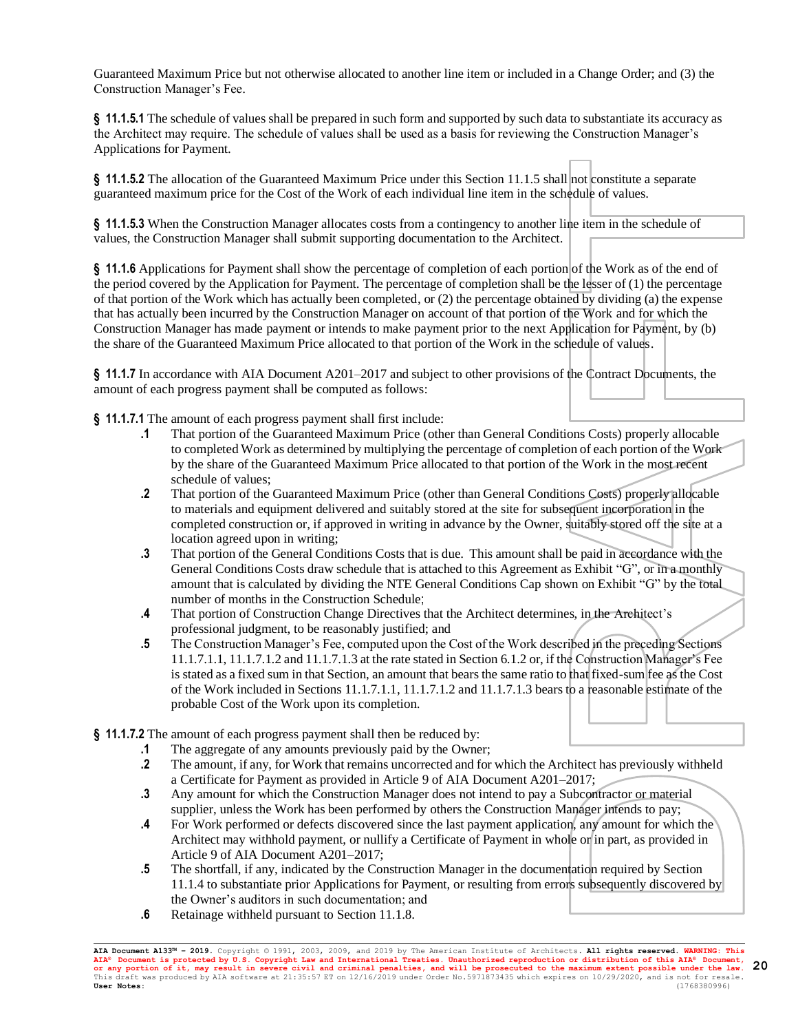Guaranteed Maximum Price but not otherwise allocated to another line item or included in a Change Order; and (3) the Construction Manager's Fee.

**§ 11.1.5.1** The schedule of values shall be prepared in such form and supported by such data to substantiate its accuracy as the Architect may require. The schedule of values shall be used as a basis for reviewing the Construction Manager's Applications for Payment.

**§ 11.1.5.2** The allocation of the Guaranteed Maximum Price under this Section 11.1.5 shall not constitute a separate guaranteed maximum price for the Cost of the Work of each individual line item in the schedule of values.

**§ 11.1.5.3** When the Construction Manager allocates costs from a contingency to another line item in the schedule of values, the Construction Manager shall submit supporting documentation to the Architect.

**§ 11.1.6** Applications for Payment shall show the percentage of completion of each portion of the Work as of the end of the period covered by the Application for Payment. The percentage of completion shall be the lesser of (1) the percentage of that portion of the Work which has actually been completed, or (2) the percentage obtained by dividing (a) the expense that has actually been incurred by the Construction Manager on account of that portion of the Work and for which the Construction Manager has made payment or intends to make payment prior to the next Application for Payment, by (b) the share of the Guaranteed Maximum Price allocated to that portion of the Work in the schedule of values.

**§ 11.1.7** In accordance with AIA Document A201–2017 and subject to other provisions of the Contract Documents, the amount of each progress payment shall be computed as follows:

**§ 11.1.7.1** The amount of each progress payment shall first include:

- **.1** That portion of the Guaranteed Maximum Price (other than General Conditions Costs) properly allocable to completed Work as determined by multiplying the percentage of completion of each portion of the Work by the share of the Guaranteed Maximum Price allocated to that portion of the Work in the most recent schedule of values;
- **.2** That portion of the Guaranteed Maximum Price (other than General Conditions Costs) properly allocable to materials and equipment delivered and suitably stored at the site for subsequent incorporation in the completed construction or, if approved in writing in advance by the Owner, suitably stored off the site at a location agreed upon in writing;
- **.3** That portion of the General Conditions Costs that is due. This amount shall be paid in accordance with the General Conditions Costs draw schedule that is attached to this Agreement as Exhibit "G", or in a monthly amount that is calculated by dividing the NTE General Conditions Cap shown on Exhibit "G" by the total number of months in the Construction Schedule;
- **.4** That portion of Construction Change Directives that the Architect determines, in the Architect's professional judgment, to be reasonably justified; and
- **.5** The Construction Manager's Fee, computed upon the Cost of the Work described in the preceding Sections 11.1.7.1.1, 11.1.7.1.2 and 11.1.7.1.3 at the rate stated in Section 6.1.2 or, if the Construction Manager's Fee is stated as a fixed sum in that Section, an amount that bears the same ratio to that fixed-sum fee as the Cost of the Work included in Sections 11.1.7.1.1, 11.1.7.1.2 and 11.1.7.1.3 bears to a reasonable estimate of the probable Cost of the Work upon its completion.

**§ 11.1.7.2** The amount of each progress payment shall then be reduced by:

- **.1** The aggregate of any amounts previously paid by the Owner;
- **.2** The amount, if any, for Work that remains uncorrected and for which the Architect has previously withheld a Certificate for Payment as provided in Article 9 of AIA Document A201–2017;
- **.3** Any amount for which the Construction Manager does not intend to pay a Subcontractor or material supplier, unless the Work has been performed by others the Construction Manager intends to pay;
- **.4** For Work performed or defects discovered since the last payment application, any amount for which the Architect may withhold payment, or nullify a Certificate of Payment in whole or in part, as provided in Article 9 of AIA Document A201–2017;
- **.5** The shortfall, if any, indicated by the Construction Manager in the documentation required by Section 11.1.4 to substantiate prior Applications for Payment, or resulting from errors subsequently discovered by the Owner's auditors in such documentation; and
- **.6** Retainage withheld pursuant to Section 11.1.8.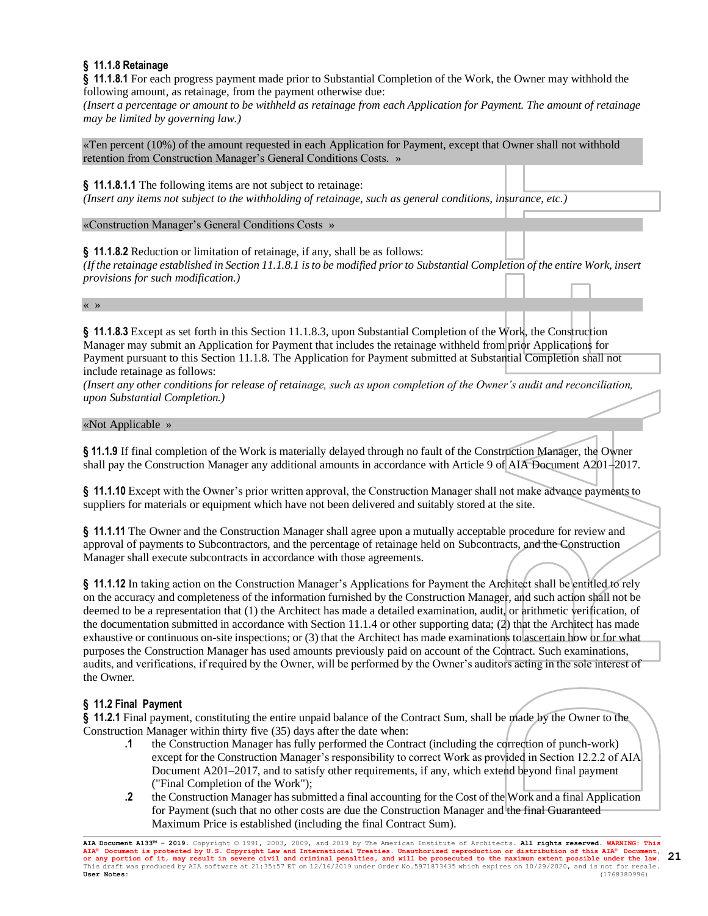**§ 11.1.8 Retainage**

**§ 11.1.8.1** For each progress payment made prior to Substantial Completion of the Work, the Owner may withhold the following amount, as retainage, from the payment otherwise due:
*(Insert a percentage or amount to be withheld as retainage from each Application for Payment. The amount of retainage may be limited by governing law.)*

«Ten percent (10%) of the amount requested in each Application for Payment, except that Owner shall not withhold retention from Construction Manager's General Conditions Costs. »

**§ 11.1.8.1.1** The following items are not subject to retainage:
*(Insert any items not subject to the withholding of retainage, such as general conditions, insurance, etc.)*

«Construction Manager's General Conditions Costs »

**§ 11.1.8.2** Reduction or limitation of retainage, if any, shall be as follows:
*(If the retainage established in Section 11.1.8.1 is to be modified prior to Substantial Completion of the entire Work, insert provisions for such modification.)*

« »

**§ 11.1.8.3** Except as set forth in this Section 11.1.8.3, upon Substantial Completion of the Work, the Construction Manager may submit an Application for Payment that includes the retainage withheld from prior Applications for Payment pursuant to this Section 11.1.8. The Application for Payment submitted at Substantial Completion shall not include retainage as follows:
*(Insert any other conditions for release of retainage, such as upon completion of the Owner's audit and reconciliation, upon Substantial Completion.)*

«Not Applicable »

**§ 11.1.9** If final completion of the Work is materially delayed through no fault of the Construction Manager, the Owner shall pay the Construction Manager any additional amounts in accordance with Article 9 of AIA Document A201–2017.

**§ 11.1.10** Except with the Owner's prior written approval, the Construction Manager shall not make advance payments to suppliers for materials or equipment which have not been delivered and suitably stored at the site.

**§ 11.1.11** The Owner and the Construction Manager shall agree upon a mutually acceptable procedure for review and approval of payments to Subcontractors, and the percentage of retainage held on Subcontracts, and the Construction Manager shall execute subcontracts in accordance with those agreements.

**§ 11.1.12** In taking action on the Construction Manager's Applications for Payment the Architect shall be entitled to rely on the accuracy and completeness of the information furnished by the Construction Manager, and such action shall not be deemed to be a representation that (1) the Architect has made a detailed examination, audit, or arithmetic verification, of the documentation submitted in accordance with Section 11.1.4 or other supporting data; (2) that the Architect has made exhaustive or continuous on-site inspections; or (3) that the Architect has made examinations to ascertain how or for what purposes the Construction Manager has used amounts previously paid on account of the Contract. Such examinations, audits, and verifications, if required by the Owner, will be performed by the Owner's auditors acting in the sole interest of the Owner.

**§ 11.2 Final Payment**

**§ 11.2.1** Final payment, constituting the entire unpaid balance of the Contract Sum, shall be made by the Owner to the Construction Manager within thirty five (35) days after the date when:

**.1** the Construction Manager has fully performed the Contract (including the correction of punch-work) except for the Construction Manager's responsibility to correct Work as provided in Section 12.2.2 of AIA Document A201–2017, and to satisfy other requirements, if any, which extend beyond final payment ("Final Completion of the Work");

**.2** the Construction Manager has submitted a final accounting for the Cost of the Work and a final Application for Payment (such that no other costs are due the Construction Manager and the final Guaranteed Maximum Price is established (including the final Contract Sum).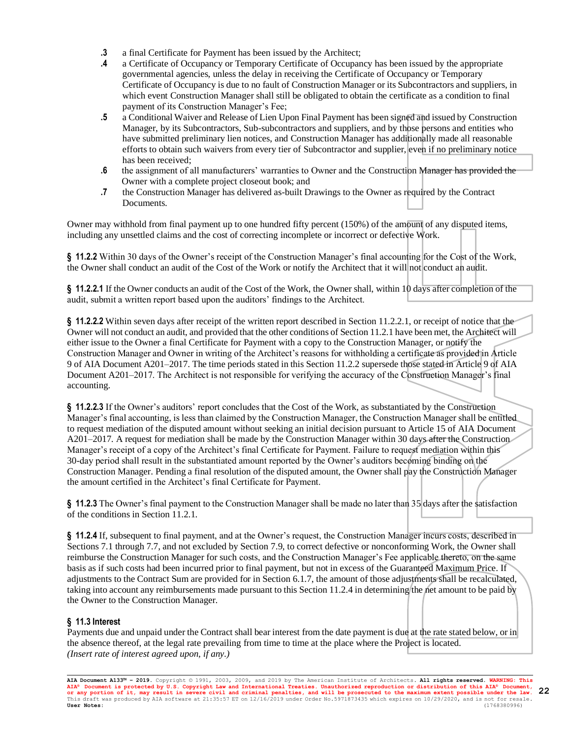**.3** a final Certificate for Payment has been issued by the Architect;

**.4** a Certificate of Occupancy or Temporary Certificate of Occupancy has been issued by the appropriate governmental agencies, unless the delay in receiving the Certificate of Occupancy or Temporary Certificate of Occupancy is due to no fault of Construction Manager or its Subcontractors and suppliers, in which event Construction Manager shall still be obligated to obtain the certificate as a condition to final payment of its Construction Manager's Fee;

**.5** a Conditional Waiver and Release of Lien Upon Final Payment has been signed and issued by Construction Manager, by its Subcontractors, Sub-subcontractors and suppliers, and by those persons and entities who have submitted preliminary lien notices, and Construction Manager has additionally made all reasonable efforts to obtain such waivers from every tier of Subcontractor and supplier, even if no preliminary notice has been received;

**.6** the assignment of all manufacturers' warranties to Owner and the Construction Manager has provided the Owner with a complete project closeout book; and

**.7** the Construction Manager has delivered as-built Drawings to the Owner as required by the Contract Documents.

Owner may withhold from final payment up to one hundred fifty percent (150%) of the amount of any disputed items, including any unsettled claims and the cost of correcting incomplete or incorrect or defective Work.

**§ 11.2.2** Within 30 days of the Owner's receipt of the Construction Manager's final accounting for the Cost of the Work, the Owner shall conduct an audit of the Cost of the Work or notify the Architect that it will not conduct an audit.

**§ 11.2.2.1** If the Owner conducts an audit of the Cost of the Work, the Owner shall, within 10 days after completion of the audit, submit a written report based upon the auditors' findings to the Architect.

**§ 11.2.2.2** Within seven days after receipt of the written report described in Section 11.2.2.1, or receipt of notice that the Owner will not conduct an audit, and provided that the other conditions of Section 11.2.1 have been met, the Architect will either issue to the Owner a final Certificate for Payment with a copy to the Construction Manager, or notify the Construction Manager and Owner in writing of the Architect's reasons for withholding a certificate as provided in Article 9 of AIA Document A201–2017. The time periods stated in this Section 11.2.2 supersede those stated in Article 9 of AIA Document A201–2017. The Architect is not responsible for verifying the accuracy of the Construction Manager's final accounting.

**§ 11.2.2.3** If the Owner's auditors' report concludes that the Cost of the Work, as substantiated by the Construction Manager's final accounting, is less than claimed by the Construction Manager, the Construction Manager shall be entitled to request mediation of the disputed amount without seeking an initial decision pursuant to Article 15 of AIA Document A201–2017. A request for mediation shall be made by the Construction Manager within 30 days after the Construction Manager's receipt of a copy of the Architect's final Certificate for Payment. Failure to request mediation within this 30-day period shall result in the substantiated amount reported by the Owner's auditors becoming binding on the Construction Manager. Pending a final resolution of the disputed amount, the Owner shall pay the Construction Manager the amount certified in the Architect's final Certificate for Payment.

**§ 11.2.3** The Owner's final payment to the Construction Manager shall be made no later than 35 days after the satisfaction of the conditions in Section 11.2.1.

**§ 11.2.4** If, subsequent to final payment, and at the Owner's request, the Construction Manager incurs costs, described in Sections 7.1 through 7.7, and not excluded by Section 7.9, to correct defective or nonconforming Work, the Owner shall reimburse the Construction Manager for such costs, and the Construction Manager's Fee applicable thereto, on the same basis as if such costs had been incurred prior to final payment, but not in excess of the Guaranteed Maximum Price. If adjustments to the Contract Sum are provided for in Section 6.1.7, the amount of those adjustments shall be recalculated, taking into account any reimbursements made pursuant to this Section 11.2.4 in determining the net amount to be paid by the Owner to the Construction Manager.

### § 11.3 Interest

Payments due and unpaid under the Contract shall bear interest from the date payment is due at the rate stated below, or in the absence thereof, at the legal rate prevailing from time to time at the place where the Project is located.
*(Insert rate of interest agreed upon, if any.)*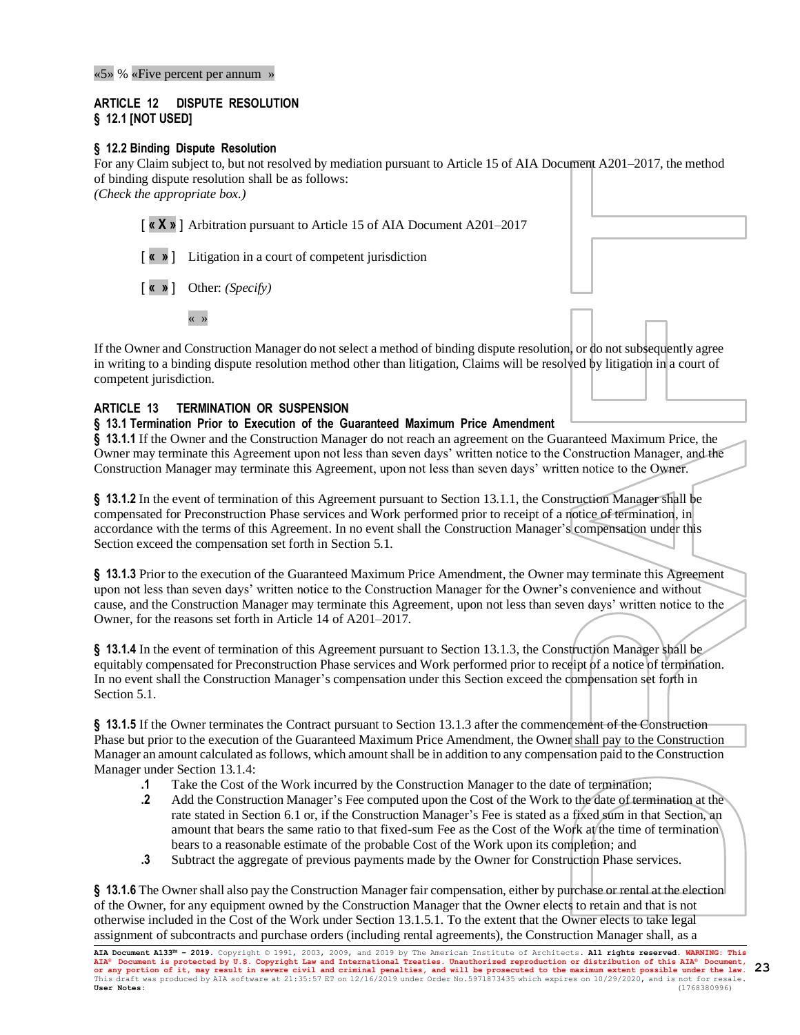«5» % «Five percent per annum »

## ARTICLE 12 DISPUTE RESOLUTION

### § 12.1 [NOT USED]

### § 12.2 Binding Dispute Resolution

For any Claim subject to, but not resolved by mediation pursuant to Article 15 of AIA Document A201–2017, the method of binding dispute resolution shall be as follows:
*(Check the appropriate box.)*

[ « X » ] Arbitration pursuant to Article 15 of AIA Document A201–2017

[ « » ] Litigation in a court of competent jurisdiction

[ « » ] Other: *(Specify)*

« »

If the Owner and Construction Manager do not select a method of binding dispute resolution, or do not subsequently agree in writing to a binding dispute resolution method other than litigation, Claims will be resolved by litigation in a court of competent jurisdiction.

## ARTICLE 13 TERMINATION OR SUSPENSION

### § 13.1 Termination Prior to Execution of the Guaranteed Maximum Price Amendment

**§ 13.1.1** If the Owner and the Construction Manager do not reach an agreement on the Guaranteed Maximum Price, the Owner may terminate this Agreement upon not less than seven days' written notice to the Construction Manager, and the Construction Manager may terminate this Agreement, upon not less than seven days' written notice to the Owner.

**§ 13.1.2** In the event of termination of this Agreement pursuant to Section 13.1.1, the Construction Manager shall be compensated for Preconstruction Phase services and Work performed prior to receipt of a notice of termination, in accordance with the terms of this Agreement. In no event shall the Construction Manager's compensation under this Section exceed the compensation set forth in Section 5.1.

**§ 13.1.3** Prior to the execution of the Guaranteed Maximum Price Amendment, the Owner may terminate this Agreement upon not less than seven days' written notice to the Construction Manager for the Owner's convenience and without cause, and the Construction Manager may terminate this Agreement, upon not less than seven days' written notice to the Owner, for the reasons set forth in Article 14 of A201–2017.

**§ 13.1.4** In the event of termination of this Agreement pursuant to Section 13.1.3, the Construction Manager shall be equitably compensated for Preconstruction Phase services and Work performed prior to receipt of a notice of termination. In no event shall the Construction Manager's compensation under this Section exceed the compensation set forth in Section 5.1.

**§ 13.1.5** If the Owner terminates the Contract pursuant to Section 13.1.3 after the commencement of the Construction Phase but prior to the execution of the Guaranteed Maximum Price Amendment, the Owner shall pay to the Construction Manager an amount calculated as follows, which amount shall be in addition to any compensation paid to the Construction Manager under Section 13.1.4:

**.1** Take the Cost of the Work incurred by the Construction Manager to the date of termination;

**.2** Add the Construction Manager's Fee computed upon the Cost of the Work to the date of termination at the rate stated in Section 6.1 or, if the Construction Manager's Fee is stated as a fixed sum in that Section, an amount that bears the same ratio to that fixed-sum Fee as the Cost of the Work at the time of termination bears to a reasonable estimate of the probable Cost of the Work upon its completion; and

**.3** Subtract the aggregate of previous payments made by the Owner for Construction Phase services.

**§ 13.1.6** The Owner shall also pay the Construction Manager fair compensation, either by purchase or rental at the election of the Owner, for any equipment owned by the Construction Manager that the Owner elects to retain and that is not otherwise included in the Cost of the Work under Section 13.1.5.1. To the extent that the Owner elects to take legal assignment of subcontracts and purchase orders (including rental agreements), the Construction Manager shall, as a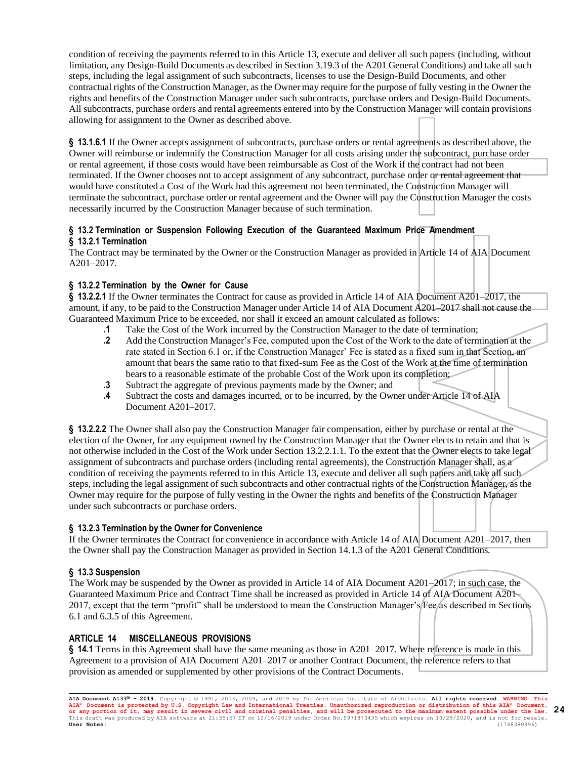condition of receiving the payments referred to in this Article 13, execute and deliver all such papers (including, without limitation, any Design-Build Documents as described in Section 3.19.3 of the A201 General Conditions) and take all such steps, including the legal assignment of such subcontracts, licenses to use the Design-Build Documents, and other contractual rights of the Construction Manager, as the Owner may require for the purpose of fully vesting in the Owner the rights and benefits of the Construction Manager under such subcontracts, purchase orders and Design-Build Documents. All subcontracts, purchase orders and rental agreements entered into by the Construction Manager will contain provisions allowing for assignment to the Owner as described above.

**§ 13.1.6.1** If the Owner accepts assignment of subcontracts, purchase orders or rental agreements as described above, the Owner will reimburse or indemnify the Construction Manager for all costs arising under the subcontract, purchase order or rental agreement, if those costs would have been reimbursable as Cost of the Work if the contract had not been terminated. If the Owner chooses not to accept assignment of any subcontract, purchase order or rental agreement that would have constituted a Cost of the Work had this agreement not been terminated, the Construction Manager will terminate the subcontract, purchase order or rental agreement and the Owner will pay the Construction Manager the costs necessarily incurred by the Construction Manager because of such termination.

### § 13.2 Termination or Suspension Following Execution of the Guaranteed Maximum Price Amendment

### § 13.2.1 Termination

The Contract may be terminated by the Owner or the Construction Manager as provided in Article 14 of AIA Document A201–2017.

### § 13.2.2 Termination by the Owner for Cause

**§ 13.2.2.1** If the Owner terminates the Contract for cause as provided in Article 14 of AIA Document A201–2017, the amount, if any, to be paid to the Construction Manager under Article 14 of AIA Document A201–2017 shall not cause the Guaranteed Maximum Price to be exceeded, nor shall it exceed an amount calculated as follows:

**.1** Take the Cost of the Work incurred by the Construction Manager to the date of termination;

**.2** Add the Construction Manager's Fee, computed upon the Cost of the Work to the date of termination at the rate stated in Section 6.1 or, if the Construction Manager' Fee is stated as a fixed sum in that Section, an amount that bears the same ratio to that fixed-sum Fee as the Cost of the Work at the time of termination bears to a reasonable estimate of the probable Cost of the Work upon its completion;

**.3** Subtract the aggregate of previous payments made by the Owner; and

**.4** Subtract the costs and damages incurred, or to be incurred, by the Owner under Article 14 of AIA Document A201–2017.

**§ 13.2.2.2** The Owner shall also pay the Construction Manager fair compensation, either by purchase or rental at the election of the Owner, for any equipment owned by the Construction Manager that the Owner elects to retain and that is not otherwise included in the Cost of the Work under Section 13.2.2.1.1. To the extent that the Owner elects to take legal assignment of subcontracts and purchase orders (including rental agreements), the Construction Manager shall, as a condition of receiving the payments referred to in this Article 13, execute and deliver all such papers and take all such steps, including the legal assignment of such subcontracts and other contractual rights of the Construction Manager, as the Owner may require for the purpose of fully vesting in the Owner the rights and benefits of the Construction Manager under such subcontracts or purchase orders.

### § 13.2.3 Termination by the Owner for Convenience

If the Owner terminates the Contract for convenience in accordance with Article 14 of AIA Document A201–2017, then the Owner shall pay the Construction Manager as provided in Section 14.1.3 of the A201 General Conditions.

### § 13.3 Suspension

The Work may be suspended by the Owner as provided in Article 14 of AIA Document A201–2017; in such case, the Guaranteed Maximum Price and Contract Time shall be increased as provided in Article 14 of AIA Document A201–2017, except that the term "profit" shall be understood to mean the Construction Manager's Fee as described in Sections 6.1 and 6.3.5 of this Agreement.

## ARTICLE 14 MISCELLANEOUS PROVISIONS

**§ 14.1** Terms in this Agreement shall have the same meaning as those in A201–2017. Where reference is made in this Agreement to a provision of AIA Document A201–2017 or another Contract Document, the reference refers to that provision as amended or supplemented by other provisions of the Contract Documents.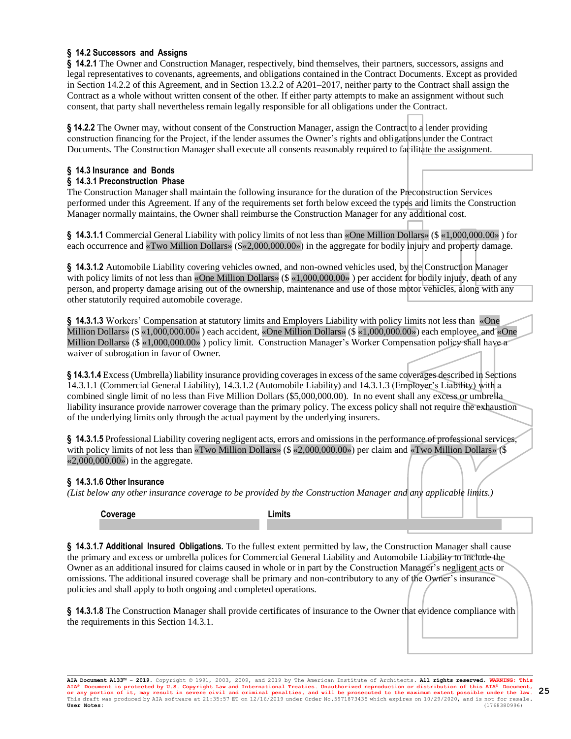**§ 14.2 Successors and Assigns**

**§ 14.2.1** The Owner and Construction Manager, respectively, bind themselves, their partners, successors, assigns and legal representatives to covenants, agreements, and obligations contained in the Contract Documents. Except as provided in Section 14.2.2 of this Agreement, and in Section 13.2.2 of A201–2017, neither party to the Contract shall assign the Contract as a whole without written consent of the other. If either party attempts to make an assignment without such consent, that party shall nevertheless remain legally responsible for all obligations under the Contract.

**§ 14.2.2** The Owner may, without consent of the Construction Manager, assign the Contract to a lender providing construction financing for the Project, if the lender assumes the Owner's rights and obligations under the Contract Documents. The Construction Manager shall execute all consents reasonably required to facilitate the assignment.

**§ 14.3 Insurance and Bonds**

**§ 14.3.1 Preconstruction Phase**

The Construction Manager shall maintain the following insurance for the duration of the Preconstruction Services performed under this Agreement. If any of the requirements set forth below exceed the types and limits the Construction Manager normally maintains, the Owner shall reimburse the Construction Manager for any additional cost.

**§ 14.3.1.1** Commercial General Liability with policy limits of not less than «One Million Dollars» ($ «1,000,000.00» ) for each occurrence and «Two Million Dollars» ($«2,000,000.00») in the aggregate for bodily injury and property damage.

**§ 14.3.1.2** Automobile Liability covering vehicles owned, and non-owned vehicles used, by the Construction Manager with policy limits of not less than «One Million Dollars» ($ «1,000,000.00» ) per accident for bodily injury, death of any person, and property damage arising out of the ownership, maintenance and use of those motor vehicles, along with any other statutorily required automobile coverage.

**§ 14.3.1.3** Workers' Compensation at statutory limits and Employers Liability with policy limits not less than «One Million Dollars» ($ «1,000,000.00» ) each accident, «One Million Dollars» ($ «1,000,000.00») each employee, and «One Million Dollars» ($ «1,000,000.00» ) policy limit. Construction Manager's Worker Compensation policy shall have a waiver of subrogation in favor of Owner.

**§ 14.3.1.4** Excess (Umbrella) liability insurance providing coverages in excess of the same coverages described in Sections 14.3.1.1 (Commercial General Liability), 14.3.1.2 (Automobile Liability) and 14.3.1.3 (Employer's Liability) with a combined single limit of no less than Five Million Dollars ($5,000,000.00). In no event shall any excess or umbrella liability insurance provide narrower coverage than the primary policy. The excess policy shall not require the exhaustion of the underlying limits only through the actual payment by the underlying insurers.

**§ 14.3.1.5** Professional Liability covering negligent acts, errors and omissions in the performance of professional services, with policy limits of not less than «Two Million Dollars» ($ «2,000,000.00») per claim and «Two Million Dollars» ($ «2,000,000.00») in the aggregate.

**§ 14.3.1.6 Other Insurance**

*(List below any other insurance coverage to be provided by the Construction Manager and any applicable limits.)*

| Coverage | Limits |
|---|---|
| | |

**§ 14.3.1.7 Additional Insured Obligations.** To the fullest extent permitted by law, the Construction Manager shall cause the primary and excess or umbrella polices for Commercial General Liability and Automobile Liability to include the Owner as an additional insured for claims caused in whole or in part by the Construction Manager's negligent acts or omissions. The additional insured coverage shall be primary and non-contributory to any of the Owner's insurance policies and shall apply to both ongoing and completed operations.

**§ 14.3.1.8** The Construction Manager shall provide certificates of insurance to the Owner that evidence compliance with the requirements in this Section 14.3.1.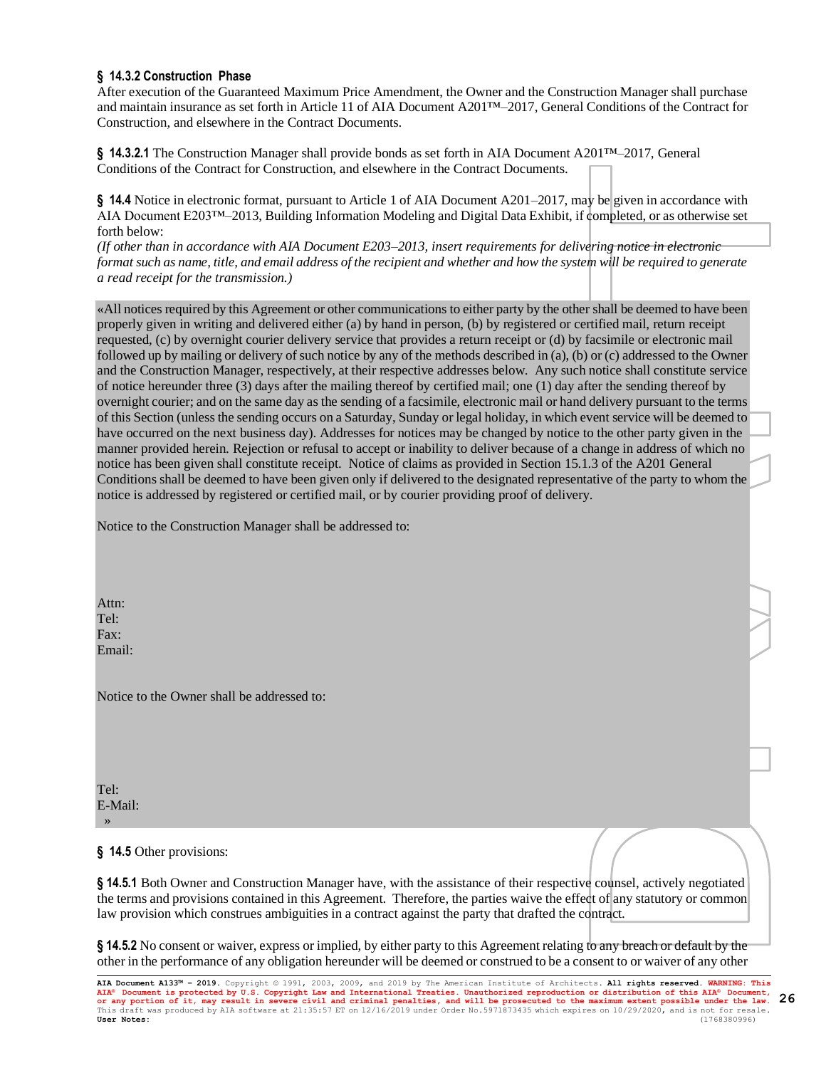**§ 14.3.2 Construction Phase**
After execution of the Guaranteed Maximum Price Amendment, the Owner and the Construction Manager shall purchase and maintain insurance as set forth in Article 11 of AIA Document A201™–2017, General Conditions of the Contract for Construction, and elsewhere in the Contract Documents.

**§ 14.3.2.1** The Construction Manager shall provide bonds as set forth in AIA Document A201™–2017, General Conditions of the Contract for Construction, and elsewhere in the Contract Documents.

**§ 14.4** Notice in electronic format, pursuant to Article 1 of AIA Document A201–2017, may be given in accordance with AIA Document E203™–2013, Building Information Modeling and Digital Data Exhibit, if completed, or as otherwise set forth below:
*(If other than in accordance with AIA Document E203–2013, insert requirements for delivering notice in electronic format such as name, title, and email address of the recipient and whether and how the system will be required to generate a read receipt for the transmission.)*

«All notices required by this Agreement or other communications to either party by the other shall be deemed to have been properly given in writing and delivered either (a) by hand in person, (b) by registered or certified mail, return receipt requested, (c) by overnight courier delivery service that provides a return receipt or (d) by facsimile or electronic mail followed up by mailing or delivery of such notice by any of the methods described in (a), (b) or (c) addressed to the Owner and the Construction Manager, respectively, at their respective addresses below. Any such notice shall constitute service of notice hereunder three (3) days after the mailing thereof by certified mail; one (1) day after the sending thereof by overnight courier; and on the same day as the sending of a facsimile, electronic mail or hand delivery pursuant to the terms of this Section (unless the sending occurs on a Saturday, Sunday or legal holiday, in which event service will be deemed to have occurred on the next business day). Addresses for notices may be changed by notice to the other party given in the manner provided herein. Rejection or refusal to accept or inability to deliver because of a change in address of which no notice has been given shall constitute receipt. Notice of claims as provided in Section 15.1.3 of the A201 General Conditions shall be deemed to have been given only if delivered to the designated representative of the party to whom the notice is addressed by registered or certified mail, or by courier providing proof of delivery.

Notice to the Construction Manager shall be addressed to:

Attn:
Tel:
Fax:
Email:

Notice to the Owner shall be addressed to:

Tel:
E-Mail:
»

**§ 14.5** Other provisions:

**§ 14.5.1** Both Owner and Construction Manager have, with the assistance of their respective counsel, actively negotiated the terms and provisions contained in this Agreement. Therefore, the parties waive the effect of any statutory or common law provision which construes ambiguities in a contract against the party that drafted the contract.

**§ 14.5.2** No consent or waiver, express or implied, by either party to this Agreement relating to any breach or default by the other in the performance of any obligation hereunder will be deemed or construed to be a consent to or waiver of any other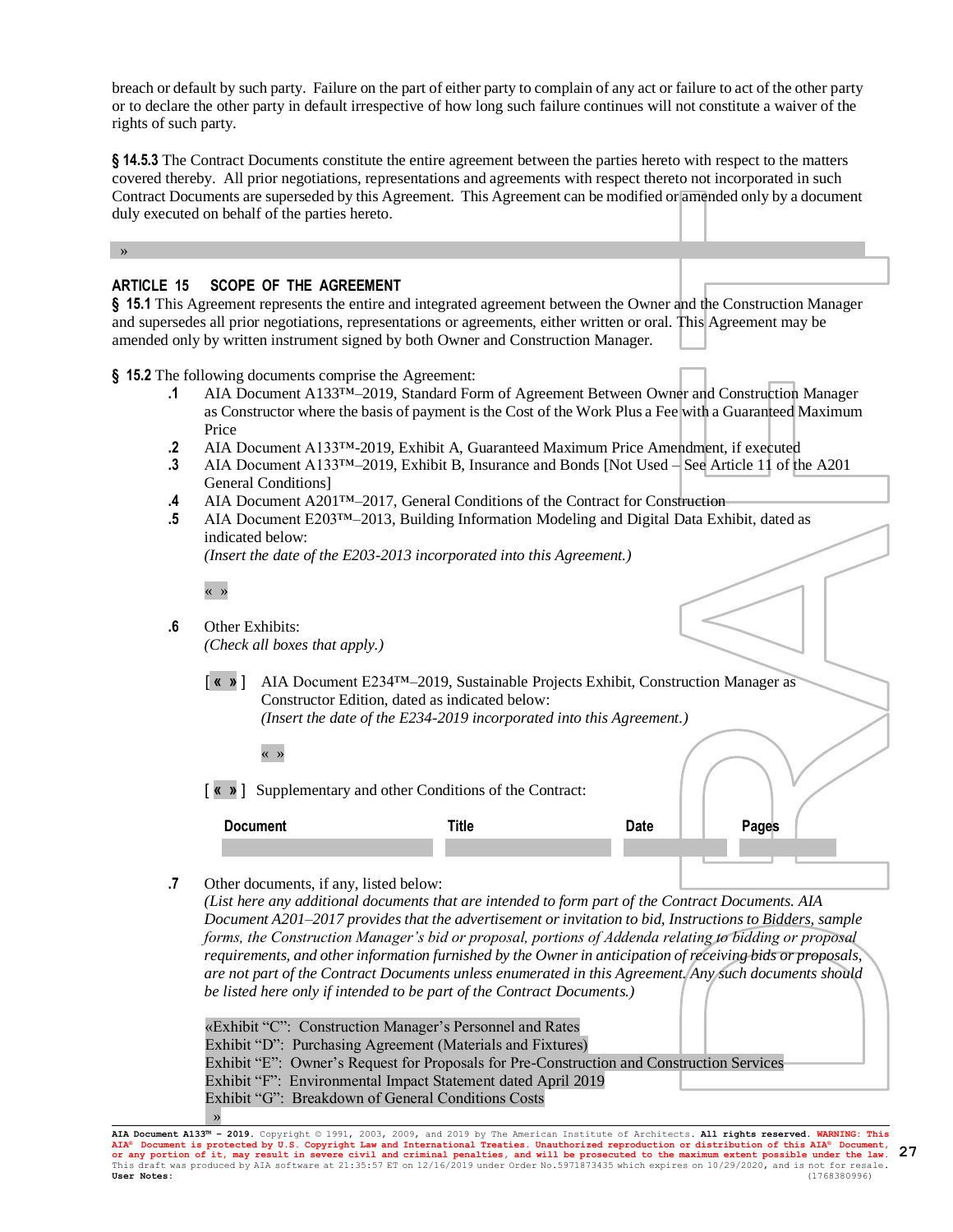breach or default by such party. Failure on the part of either party to complain of any act or failure to act of the other party or to declare the other party in default irrespective of how long such failure continues will not constitute a waiver of the rights of such party.

**§ 14.5.3** The Contract Documents constitute the entire agreement between the parties hereto with respect to the matters covered thereby. All prior negotiations, representations and agreements with respect thereto not incorporated in such Contract Documents are superseded by this Agreement. This Agreement can be modified or amended only by a document duly executed on behalf of the parties hereto.

»

## ARTICLE 15 SCOPE OF THE AGREEMENT

**§ 15.1** This Agreement represents the entire and integrated agreement between the Owner and the Construction Manager and supersedes all prior negotiations, representations or agreements, either written or oral. This Agreement may be amended only by written instrument signed by both Owner and Construction Manager.

**§ 15.2** The following documents comprise the Agreement:

**.1** AIA Document A133™–2019, Standard Form of Agreement Between Owner and Construction Manager as Constructor where the basis of payment is the Cost of the Work Plus a Fee with a Guaranteed Maximum Price

**.2** AIA Document A133™-2019, Exhibit A, Guaranteed Maximum Price Amendment, if executed

**.3** AIA Document A133™–2019, Exhibit B, Insurance and Bonds [Not Used – See Article 11 of the A201 General Conditions]

**.4** ~~AIA Document A201™–2017, General Conditions of the Contract for Construction~~

**.5** AIA Document E203™–2013, Building Information Modeling and Digital Data Exhibit, dated as indicated below:
*(Insert the date of the E203-2013 incorporated into this Agreement.)*

« »

**.6** Other Exhibits:
*(Check all boxes that apply.)*

[ **« »** ] AIA Document E234™–2019, Sustainable Projects Exhibit, Construction Manager as Constructor Edition, dated as indicated below:
*(Insert the date of the E234-2019 incorporated into this Agreement.)*

« »

[ **« »** ] Supplementary and other Conditions of the Contract:

| Document | Title | Date | Pages |
|---|---|---|---|
| | | | |

**.7** Other documents, if any, listed below:
*(List here any additional documents that are intended to form part of the Contract Documents. AIA Document A201–2017 provides that the advertisement or invitation to bid, Instructions to Bidders, sample forms, the Construction Manager's bid or proposal, portions of Addenda relating to bidding or proposal requirements, and other information furnished by the Owner in anticipation of receiving bids or proposals, are not part of the Contract Documents unless enumerated in this Agreement. Any such documents should be listed here only if intended to be part of the Contract Documents.)*

«Exhibit "C": Construction Manager's Personnel and Rates
Exhibit "D": Purchasing Agreement (Materials and Fixtures)
Exhibit "E": Owner's Request for Proposals for Pre-Construction and Construction Services
Exhibit "F": Environmental Impact Statement dated April 2019
Exhibit "G": Breakdown of General Conditions Costs
»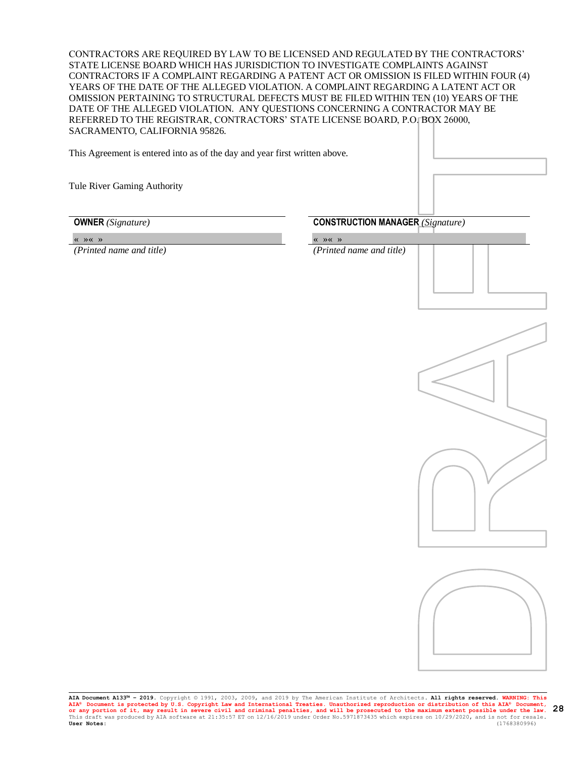CONTRACTORS ARE REQUIRED BY LAW TO BE LICENSED AND REGULATED BY THE CONTRACTORS' STATE LICENSE BOARD WHICH HAS JURISDICTION TO INVESTIGATE COMPLAINTS AGAINST CONTRACTORS IF A COMPLAINT REGARDING A PATENT ACT OR OMISSION IS FILED WITHIN FOUR (4) YEARS OF THE DATE OF THE ALLEGED VIOLATION. A COMPLAINT REGARDING A LATENT ACT OR OMISSION PERTAINING TO STRUCTURAL DEFECTS MUST BE FILED WITHIN TEN (10) YEARS OF THE DATE OF THE ALLEGED VIOLATION. ANY QUESTIONS CONCERNING A CONTRACTOR MAY BE REFERRED TO THE REGISTRAR, CONTRACTORS' STATE LICENSE BOARD, P.O. BOX 26000, SACRAMENTO, CALIFORNIA 95826.

This Agreement is entered into as of the day and year first written above.

Tule River Gaming Authority

| | |
|---|---|
| **OWNER** *(Signature)* | **CONSTRUCTION MANAGER** *(Signature)* |
| « »« » | « »« » |
| *(Printed name and title)* | *(Printed name and title)* |

DRAFT

**AIA Document A133™ – 2019.** Copyright © 1991, 2003, 2009, and 2019 by The American Institute of Architects. **All rights reserved. WARNING: This AIA® Document is protected by U.S. Copyright Law and International Treaties. Unauthorized reproduction or distribution of this AIA® Document, or any portion of it, may result in severe civil and criminal penalties, and will be prosecuted to the maximum extent possible under the law.** This draft was produced by AIA software at 21:35:57 ET on 12/16/2019 under Order No.5971873435 which expires on 10/29/2020, and is not for resale.
**User Notes:** (1768380996)